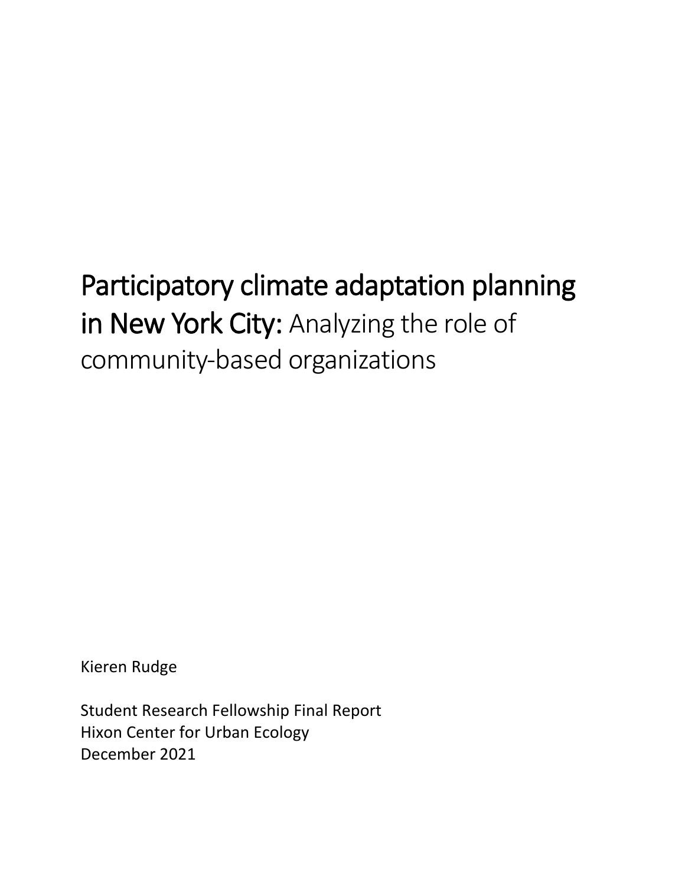# Participatory climate adaptation planning in New York City: Analyzing the role of community-based organizations

Kieren Rudge

Student Research Fellowship Final Report
Hixon Center for Urban Ecology
December 2021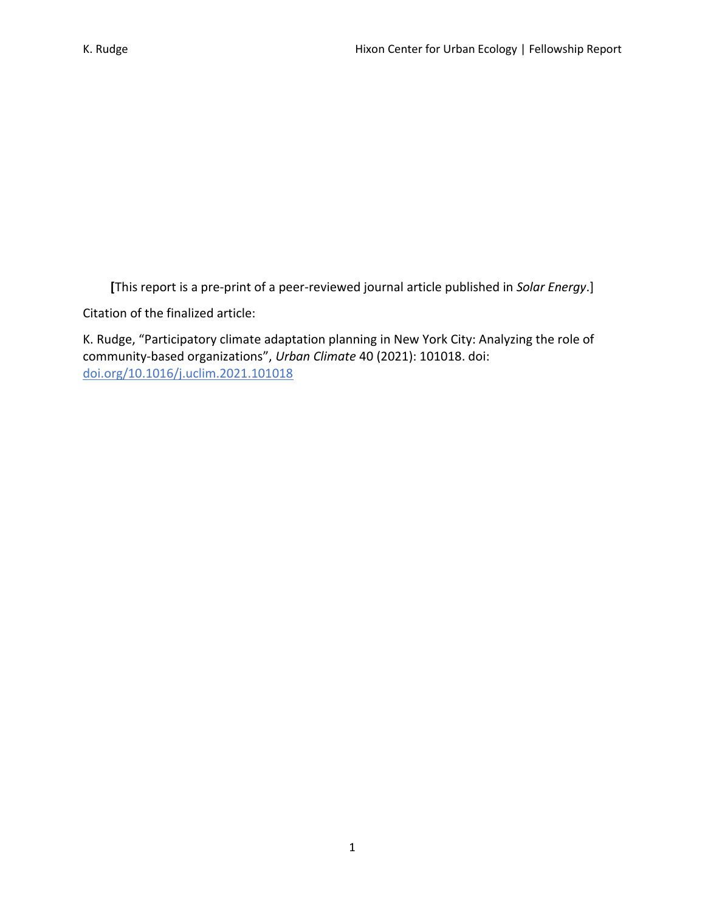[This report is a pre-print of a peer-reviewed journal article published in *Solar Energy*.]

Citation of the finalized article:

K. Rudge, "Participatory climate adaptation planning in New York City: Analyzing the role of community-based organizations", *Urban Climate* 40 (2021): 101018. doi: [doi.org/10.1016/j.uclim.2021.101018](https://doi.org/10.1016/j.uclim.2021.101018)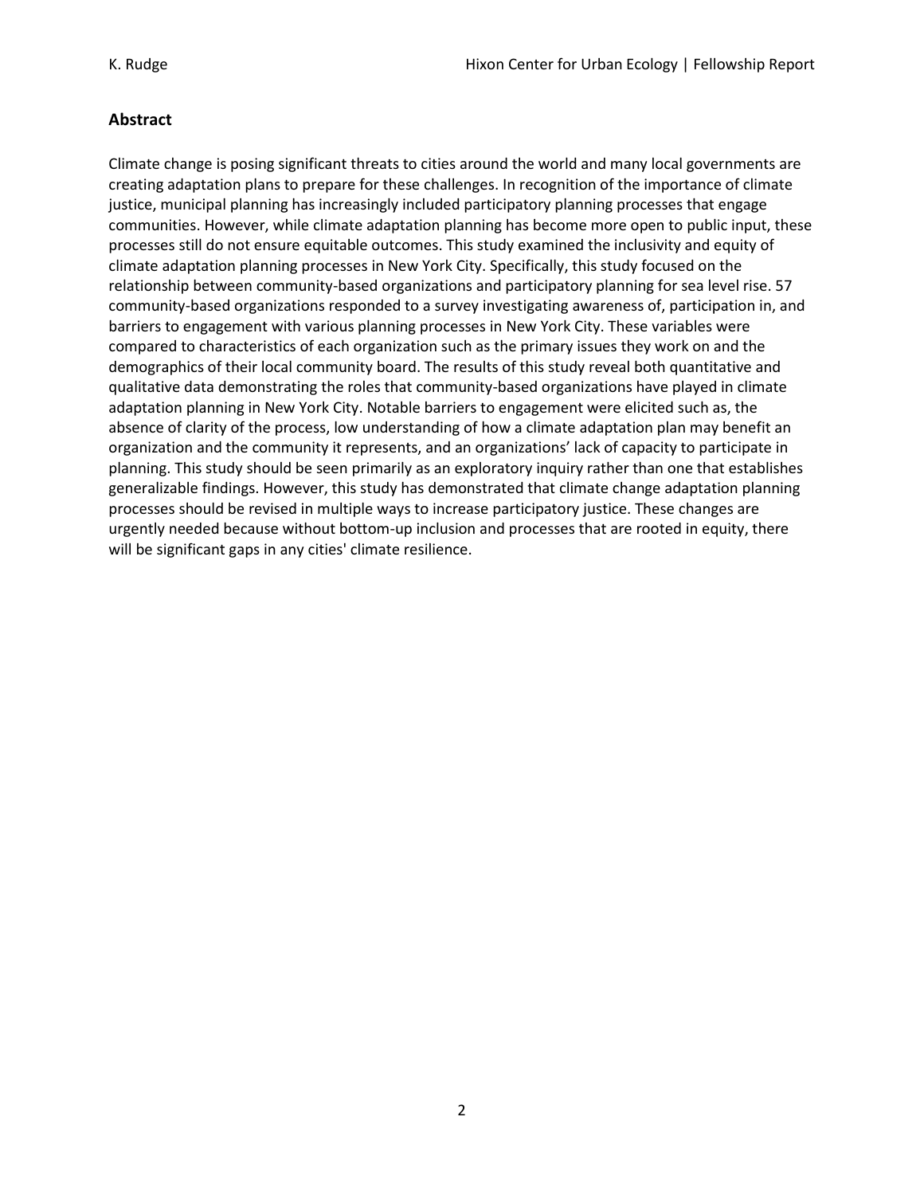## Abstract

Climate change is posing significant threats to cities around the world and many local governments are creating adaptation plans to prepare for these challenges. In recognition of the importance of climate justice, municipal planning has increasingly included participatory planning processes that engage communities. However, while climate adaptation planning has become more open to public input, these processes still do not ensure equitable outcomes. This study examined the inclusivity and equity of climate adaptation planning processes in New York City. Specifically, this study focused on the relationship between community-based organizations and participatory planning for sea level rise. 57 community-based organizations responded to a survey investigating awareness of, participation in, and barriers to engagement with various planning processes in New York City. These variables were compared to characteristics of each organization such as the primary issues they work on and the demographics of their local community board. The results of this study reveal both quantitative and qualitative data demonstrating the roles that community-based organizations have played in climate adaptation planning in New York City. Notable barriers to engagement were elicited such as, the absence of clarity of the process, low understanding of how a climate adaptation plan may benefit an organization and the community it represents, and an organizations' lack of capacity to participate in planning. This study should be seen primarily as an exploratory inquiry rather than one that establishes generalizable findings. However, this study has demonstrated that climate change adaptation planning processes should be revised in multiple ways to increase participatory justice. These changes are urgently needed because without bottom-up inclusion and processes that are rooted in equity, there will be significant gaps in any cities' climate resilience.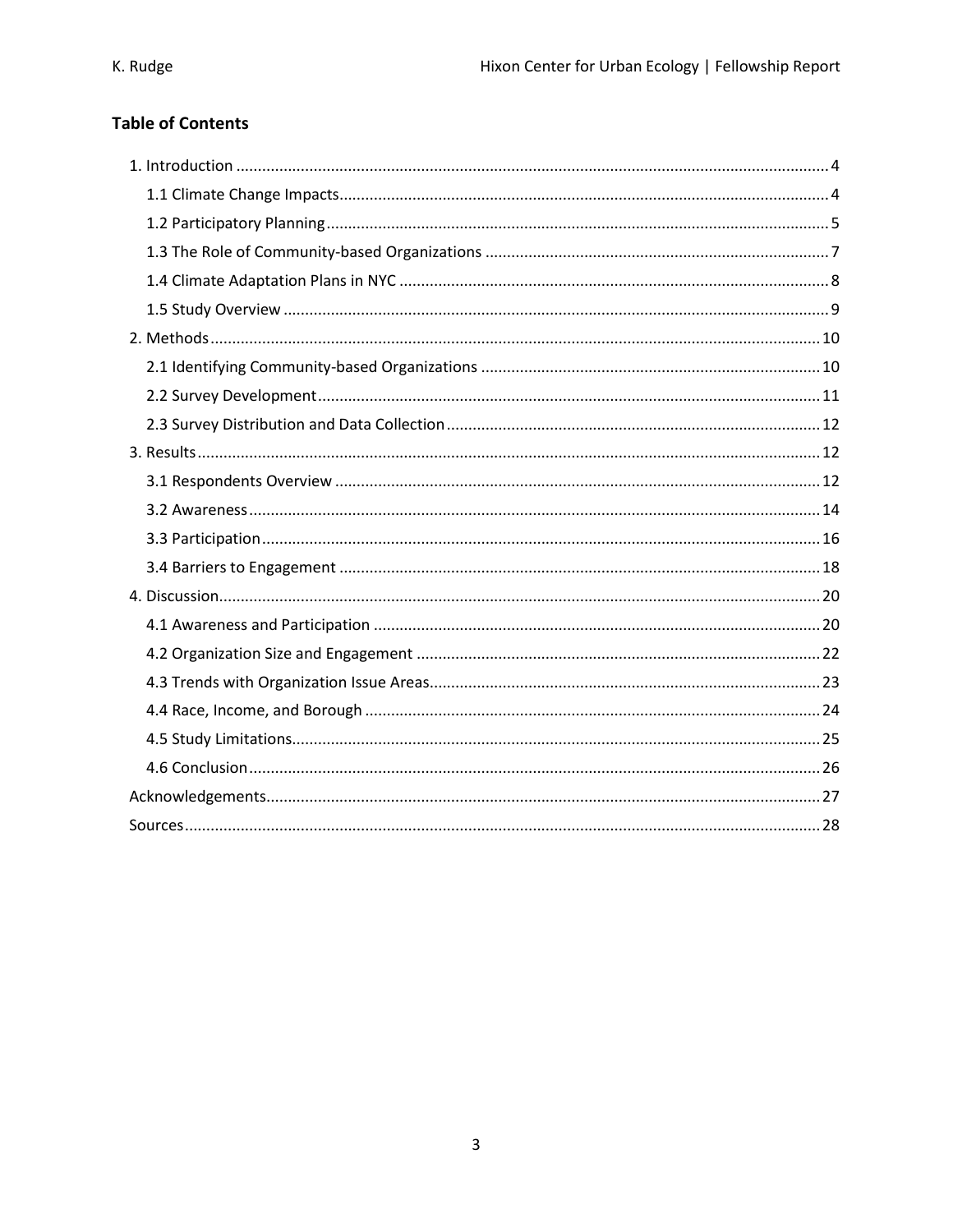## Table of Contents

- 1. Introduction ........ 4
  - 1.1 Climate Change Impacts ........ 4
  - 1.2 Participatory Planning ........ 5
  - 1.3 The Role of Community-based Organizations ........ 7
  - 1.4 Climate Adaptation Plans in NYC ........ 8
  - 1.5 Study Overview ........ 9
- 2. Methods ........ 10
  - 2.1 Identifying Community-based Organizations ........ 10
  - 2.2 Survey Development ........ 11
  - 2.3 Survey Distribution and Data Collection ........ 12
- 3. Results ........ 12
  - 3.1 Respondents Overview ........ 12
  - 3.2 Awareness ........ 14
  - 3.3 Participation ........ 16
  - 3.4 Barriers to Engagement ........ 18
- 4. Discussion ........ 20
  - 4.1 Awareness and Participation ........ 20
  - 4.2 Organization Size and Engagement ........ 22
  - 4.3 Trends with Organization Issue Areas ........ 23
  - 4.4 Race, Income, and Borough ........ 24
  - 4.5 Study Limitations ........ 25
  - 4.6 Conclusion ........ 26
- Acknowledgements ........ 27
- Sources ........ 28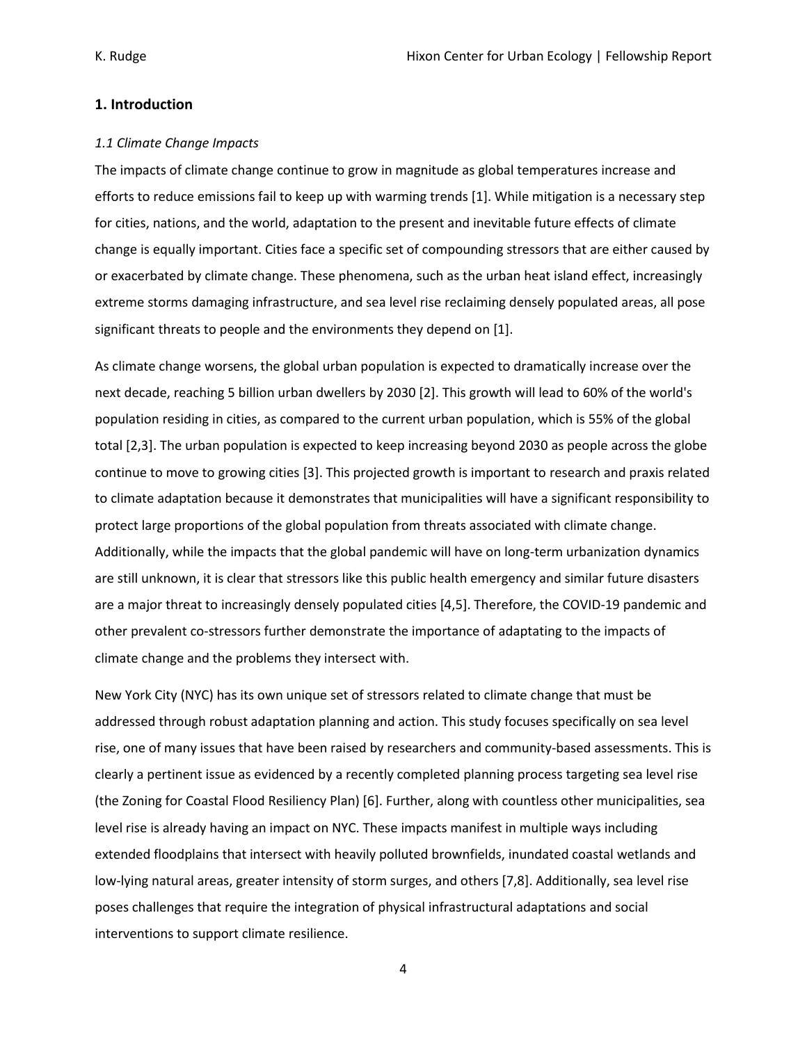## 1. Introduction

### *1.1 Climate Change Impacts*

The impacts of climate change continue to grow in magnitude as global temperatures increase and efforts to reduce emissions fail to keep up with warming trends [1]. While mitigation is a necessary step for cities, nations, and the world, adaptation to the present and inevitable future effects of climate change is equally important. Cities face a specific set of compounding stressors that are either caused by or exacerbated by climate change. These phenomena, such as the urban heat island effect, increasingly extreme storms damaging infrastructure, and sea level rise reclaiming densely populated areas, all pose significant threats to people and the environments they depend on [1].

As climate change worsens, the global urban population is expected to dramatically increase over the next decade, reaching 5 billion urban dwellers by 2030 [2]. This growth will lead to 60% of the world's population residing in cities, as compared to the current urban population, which is 55% of the global total [2,3]. The urban population is expected to keep increasing beyond 2030 as people across the globe continue to move to growing cities [3]. This projected growth is important to research and praxis related to climate adaptation because it demonstrates that municipalities will have a significant responsibility to protect large proportions of the global population from threats associated with climate change. Additionally, while the impacts that the global pandemic will have on long-term urbanization dynamics are still unknown, it is clear that stressors like this public health emergency and similar future disasters are a major threat to increasingly densely populated cities [4,5]. Therefore, the COVID-19 pandemic and other prevalent co-stressors further demonstrate the importance of adaptating to the impacts of climate change and the problems they intersect with.

New York City (NYC) has its own unique set of stressors related to climate change that must be addressed through robust adaptation planning and action. This study focuses specifically on sea level rise, one of many issues that have been raised by researchers and community-based assessments. This is clearly a pertinent issue as evidenced by a recently completed planning process targeting sea level rise (the Zoning for Coastal Flood Resiliency Plan) [6]. Further, along with countless other municipalities, sea level rise is already having an impact on NYC. These impacts manifest in multiple ways including extended floodplains that intersect with heavily polluted brownfields, inundated coastal wetlands and low-lying natural areas, greater intensity of storm surges, and others [7,8]. Additionally, sea level rise poses challenges that require the integration of physical infrastructural adaptations and social interventions to support climate resilience.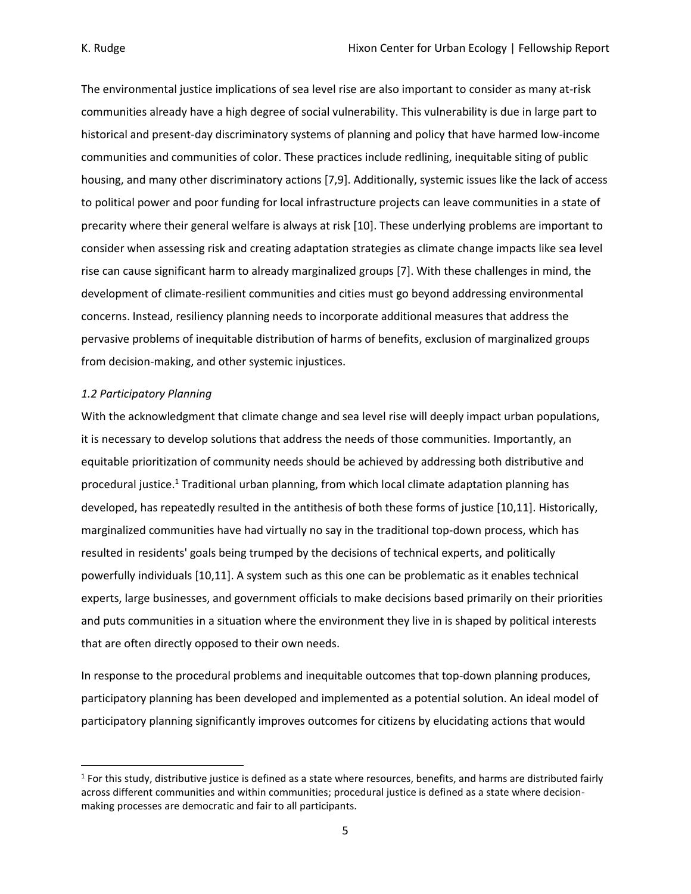The environmental justice implications of sea level rise are also important to consider as many at-risk communities already have a high degree of social vulnerability. This vulnerability is due in large part to historical and present-day discriminatory systems of planning and policy that have harmed low-income communities and communities of color. These practices include redlining, inequitable siting of public housing, and many other discriminatory actions [7,9]. Additionally, systemic issues like the lack of access to political power and poor funding for local infrastructure projects can leave communities in a state of precarity where their general welfare is always at risk [10]. These underlying problems are important to consider when assessing risk and creating adaptation strategies as climate change impacts like sea level rise can cause significant harm to already marginalized groups [7]. With these challenges in mind, the development of climate-resilient communities and cities must go beyond addressing environmental concerns. Instead, resiliency planning needs to incorporate additional measures that address the pervasive problems of inequitable distribution of harms of benefits, exclusion of marginalized groups from decision-making, and other systemic injustices.

*1.2 Participatory Planning*

With the acknowledgment that climate change and sea level rise will deeply impact urban populations, it is necessary to develop solutions that address the needs of those communities. Importantly, an equitable prioritization of community needs should be achieved by addressing both distributive and procedural justice.[1] Traditional urban planning, from which local climate adaptation planning has developed, has repeatedly resulted in the antithesis of both these forms of justice [10,11]. Historically, marginalized communities have had virtually no say in the traditional top-down process, which has resulted in residents' goals being trumped by the decisions of technical experts, and politically powerfully individuals [10,11]. A system such as this one can be problematic as it enables technical experts, large businesses, and government officials to make decisions based primarily on their priorities and puts communities in a situation where the environment they live in is shaped by political interests that are often directly opposed to their own needs.

In response to the procedural problems and inequitable outcomes that top-down planning produces, participatory planning has been developed and implemented as a potential solution. An ideal model of participatory planning significantly improves outcomes for citizens by elucidating actions that would

[1] For this study, distributive justice is defined as a state where resources, benefits, and harms are distributed fairly across different communities and within communities; procedural justice is defined as a state where decision-making processes are democratic and fair to all participants.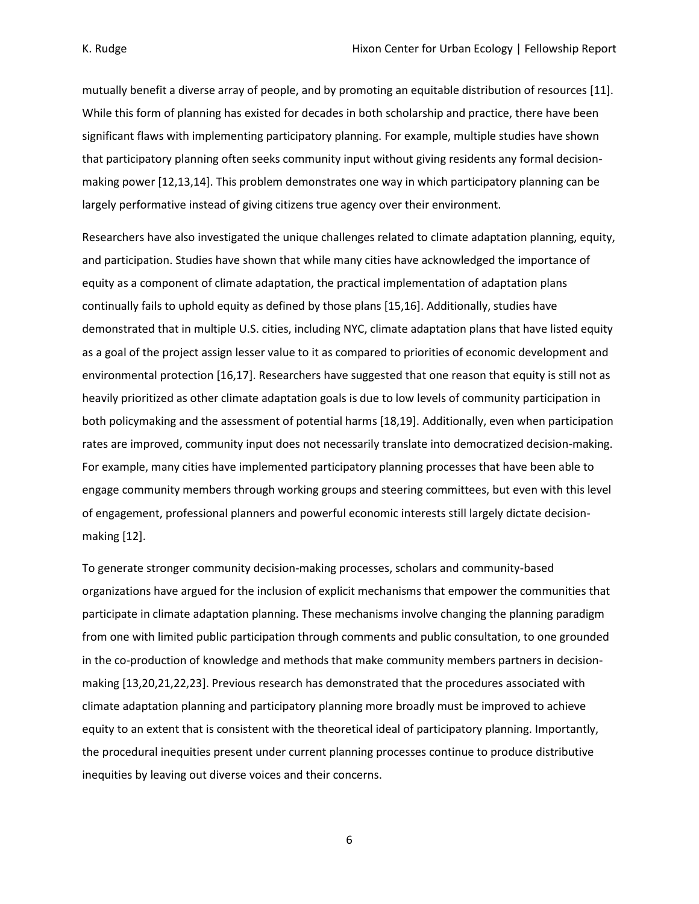mutually benefit a diverse array of people, and by promoting an equitable distribution of resources [11]. While this form of planning has existed for decades in both scholarship and practice, there have been significant flaws with implementing participatory planning. For example, multiple studies have shown that participatory planning often seeks community input without giving residents any formal decision-making power [12,13,14]. This problem demonstrates one way in which participatory planning can be largely performative instead of giving citizens true agency over their environment.

Researchers have also investigated the unique challenges related to climate adaptation planning, equity, and participation. Studies have shown that while many cities have acknowledged the importance of equity as a component of climate adaptation, the practical implementation of adaptation plans continually fails to uphold equity as defined by those plans [15,16]. Additionally, studies have demonstrated that in multiple U.S. cities, including NYC, climate adaptation plans that have listed equity as a goal of the project assign lesser value to it as compared to priorities of economic development and environmental protection [16,17]. Researchers have suggested that one reason that equity is still not as heavily prioritized as other climate adaptation goals is due to low levels of community participation in both policymaking and the assessment of potential harms [18,19]. Additionally, even when participation rates are improved, community input does not necessarily translate into democratized decision-making. For example, many cities have implemented participatory planning processes that have been able to engage community members through working groups and steering committees, but even with this level of engagement, professional planners and powerful economic interests still largely dictate decision-making [12].

To generate stronger community decision-making processes, scholars and community-based organizations have argued for the inclusion of explicit mechanisms that empower the communities that participate in climate adaptation planning. These mechanisms involve changing the planning paradigm from one with limited public participation through comments and public consultation, to one grounded in the co-production of knowledge and methods that make community members partners in decision-making [13,20,21,22,23]. Previous research has demonstrated that the procedures associated with climate adaptation planning and participatory planning more broadly must be improved to achieve equity to an extent that is consistent with the theoretical ideal of participatory planning. Importantly, the procedural inequities present under current planning processes continue to produce distributive inequities by leaving out diverse voices and their concerns.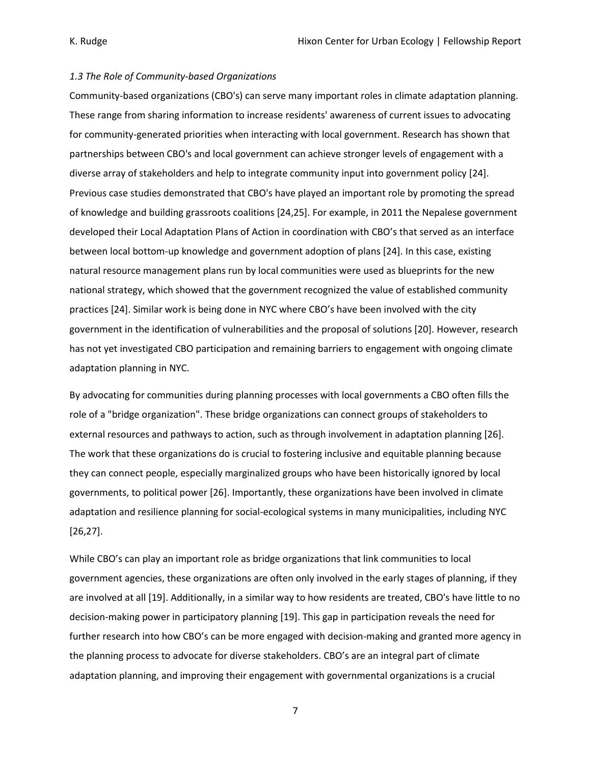*1.3 The Role of Community-based Organizations*

Community-based organizations (CBO's) can serve many important roles in climate adaptation planning. These range from sharing information to increase residents' awareness of current issues to advocating for community-generated priorities when interacting with local government. Research has shown that partnerships between CBO's and local government can achieve stronger levels of engagement with a diverse array of stakeholders and help to integrate community input into government policy [24]. Previous case studies demonstrated that CBO's have played an important role by promoting the spread of knowledge and building grassroots coalitions [24,25]. For example, in 2011 the Nepalese government developed their Local Adaptation Plans of Action in coordination with CBO's that served as an interface between local bottom-up knowledge and government adoption of plans [24]. In this case, existing natural resource management plans run by local communities were used as blueprints for the new national strategy, which showed that the government recognized the value of established community practices [24]. Similar work is being done in NYC where CBO's have been involved with the city government in the identification of vulnerabilities and the proposal of solutions [20]. However, research has not yet investigated CBO participation and remaining barriers to engagement with ongoing climate adaptation planning in NYC.

By advocating for communities during planning processes with local governments a CBO often fills the role of a "bridge organization". These bridge organizations can connect groups of stakeholders to external resources and pathways to action, such as through involvement in adaptation planning [26]. The work that these organizations do is crucial to fostering inclusive and equitable planning because they can connect people, especially marginalized groups who have been historically ignored by local governments, to political power [26]. Importantly, these organizations have been involved in climate adaptation and resilience planning for social-ecological systems in many municipalities, including NYC [26,27].

While CBO's can play an important role as bridge organizations that link communities to local government agencies, these organizations are often only involved in the early stages of planning, if they are involved at all [19]. Additionally, in a similar way to how residents are treated, CBO's have little to no decision-making power in participatory planning [19]. This gap in participation reveals the need for further research into how CBO's can be more engaged with decision-making and granted more agency in the planning process to advocate for diverse stakeholders. CBO's are an integral part of climate adaptation planning, and improving their engagement with governmental organizations is a crucial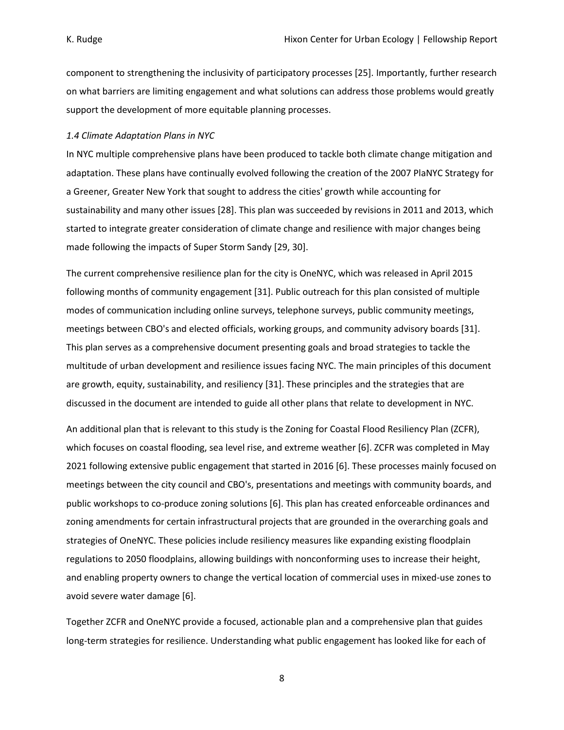component to strengthening the inclusivity of participatory processes [25]. Importantly, further research on what barriers are limiting engagement and what solutions can address those problems would greatly support the development of more equitable planning processes.

*1.4 Climate Adaptation Plans in NYC*

In NYC multiple comprehensive plans have been produced to tackle both climate change mitigation and adaptation. These plans have continually evolved following the creation of the 2007 PlaNYC Strategy for a Greener, Greater New York that sought to address the cities' growth while accounting for sustainability and many other issues [28]. This plan was succeeded by revisions in 2011 and 2013, which started to integrate greater consideration of climate change and resilience with major changes being made following the impacts of Super Storm Sandy [29, 30].

The current comprehensive resilience plan for the city is OneNYC, which was released in April 2015 following months of community engagement [31]. Public outreach for this plan consisted of multiple modes of communication including online surveys, telephone surveys, public community meetings, meetings between CBO's and elected officials, working groups, and community advisory boards [31]. This plan serves as a comprehensive document presenting goals and broad strategies to tackle the multitude of urban development and resilience issues facing NYC. The main principles of this document are growth, equity, sustainability, and resiliency [31]. These principles and the strategies that are discussed in the document are intended to guide all other plans that relate to development in NYC.

An additional plan that is relevant to this study is the Zoning for Coastal Flood Resiliency Plan (ZCFR), which focuses on coastal flooding, sea level rise, and extreme weather [6]. ZCFR was completed in May 2021 following extensive public engagement that started in 2016 [6]. These processes mainly focused on meetings between the city council and CBO's, presentations and meetings with community boards, and public workshops to co-produce zoning solutions [6]. This plan has created enforceable ordinances and zoning amendments for certain infrastructural projects that are grounded in the overarching goals and strategies of OneNYC. These policies include resiliency measures like expanding existing floodplain regulations to 2050 floodplains, allowing buildings with nonconforming uses to increase their height, and enabling property owners to change the vertical location of commercial uses in mixed-use zones to avoid severe water damage [6].

Together ZCFR and OneNYC provide a focused, actionable plan and a comprehensive plan that guides long-term strategies for resilience. Understanding what public engagement has looked like for each of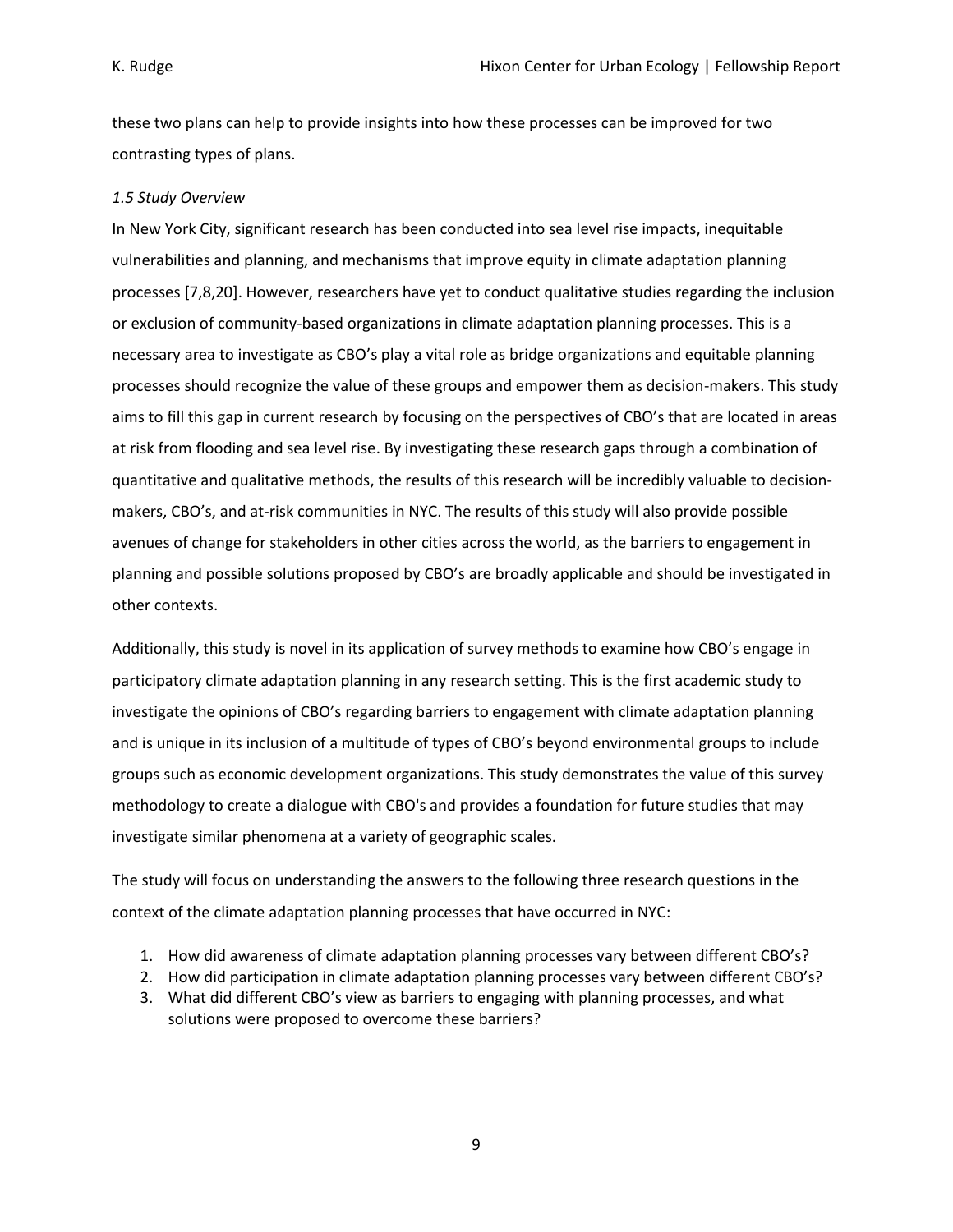these two plans can help to provide insights into how these processes can be improved for two contrasting types of plans.

### *1.5 Study Overview*

In New York City, significant research has been conducted into sea level rise impacts, inequitable vulnerabilities and planning, and mechanisms that improve equity in climate adaptation planning processes [7,8,20]. However, researchers have yet to conduct qualitative studies regarding the inclusion or exclusion of community-based organizations in climate adaptation planning processes. This is a necessary area to investigate as CBO's play a vital role as bridge organizations and equitable planning processes should recognize the value of these groups and empower them as decision-makers. This study aims to fill this gap in current research by focusing on the perspectives of CBO's that are located in areas at risk from flooding and sea level rise. By investigating these research gaps through a combination of quantitative and qualitative methods, the results of this research will be incredibly valuable to decision-makers, CBO's, and at-risk communities in NYC. The results of this study will also provide possible avenues of change for stakeholders in other cities across the world, as the barriers to engagement in planning and possible solutions proposed by CBO's are broadly applicable and should be investigated in other contexts.

Additionally, this study is novel in its application of survey methods to examine how CBO's engage in participatory climate adaptation planning in any research setting. This is the first academic study to investigate the opinions of CBO's regarding barriers to engagement with climate adaptation planning and is unique in its inclusion of a multitude of types of CBO's beyond environmental groups to include groups such as economic development organizations. This study demonstrates the value of this survey methodology to create a dialogue with CBO's and provides a foundation for future studies that may investigate similar phenomena at a variety of geographic scales.

The study will focus on understanding the answers to the following three research questions in the context of the climate adaptation planning processes that have occurred in NYC:

1. How did awareness of climate adaptation planning processes vary between different CBO's?
2. How did participation in climate adaptation planning processes vary between different CBO's?
3. What did different CBO's view as barriers to engaging with planning processes, and what solutions were proposed to overcome these barriers?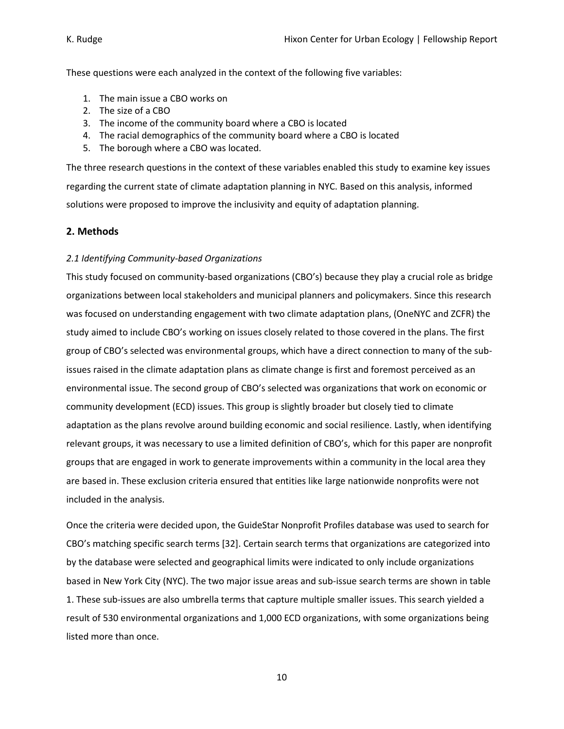These questions were each analyzed in the context of the following five variables:

1. The main issue a CBO works on
2. The size of a CBO
3. The income of the community board where a CBO is located
4. The racial demographics of the community board where a CBO is located
5. The borough where a CBO was located.

The three research questions in the context of these variables enabled this study to examine key issues regarding the current state of climate adaptation planning in NYC. Based on this analysis, informed solutions were proposed to improve the inclusivity and equity of adaptation planning.

## 2. Methods

### *2.1 Identifying Community-based Organizations*

This study focused on community-based organizations (CBO's) because they play a crucial role as bridge organizations between local stakeholders and municipal planners and policymakers. Since this research was focused on understanding engagement with two climate adaptation plans, (OneNYC and ZCFR) the study aimed to include CBO's working on issues closely related to those covered in the plans. The first group of CBO's selected was environmental groups, which have a direct connection to many of the sub-issues raised in the climate adaptation plans as climate change is first and foremost perceived as an environmental issue. The second group of CBO's selected was organizations that work on economic or community development (ECD) issues. This group is slightly broader but closely tied to climate adaptation as the plans revolve around building economic and social resilience. Lastly, when identifying relevant groups, it was necessary to use a limited definition of CBO's, which for this paper are nonprofit groups that are engaged in work to generate improvements within a community in the local area they are based in. These exclusion criteria ensured that entities like large nationwide nonprofits were not included in the analysis.

Once the criteria were decided upon, the GuideStar Nonprofit Profiles database was used to search for CBO's matching specific search terms [32]. Certain search terms that organizations are categorized into by the database were selected and geographical limits were indicated to only include organizations based in New York City (NYC). The two major issue areas and sub-issue search terms are shown in table 1. These sub-issues are also umbrella terms that capture multiple smaller issues. This search yielded a result of 530 environmental organizations and 1,000 ECD organizations, with some organizations being listed more than once.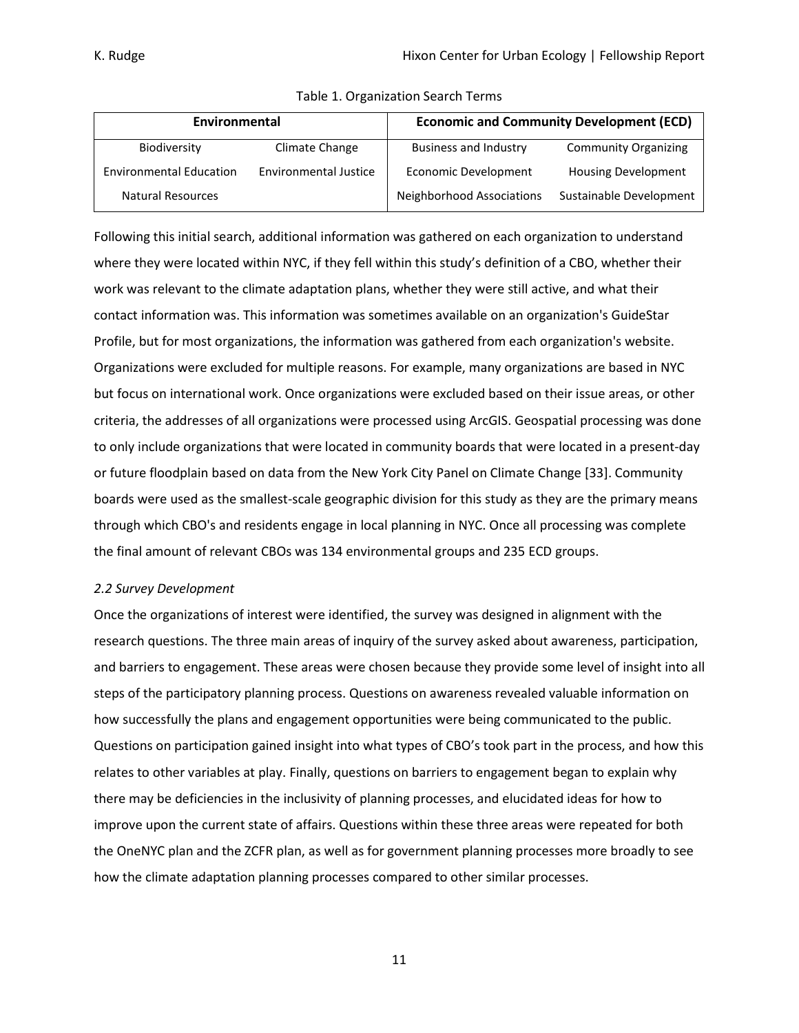Table 1. Organization Search Terms

| Environmental | | Economic and Community Development (ECD) | |
|---|---|---|---|
| Biodiversity | Climate Change | Business and Industry | Community Organizing |
| Environmental Education | Environmental Justice | Economic Development | Housing Development |
| Natural Resources | | Neighborhood Associations | Sustainable Development |

Following this initial search, additional information was gathered on each organization to understand where they were located within NYC, if they fell within this study's definition of a CBO, whether their work was relevant to the climate adaptation plans, whether they were still active, and what their contact information was. This information was sometimes available on an organization's GuideStar Profile, but for most organizations, the information was gathered from each organization's website. Organizations were excluded for multiple reasons. For example, many organizations are based in NYC but focus on international work. Once organizations were excluded based on their issue areas, or other criteria, the addresses of all organizations were processed using ArcGIS. Geospatial processing was done to only include organizations that were located in community boards that were located in a present-day or future floodplain based on data from the New York City Panel on Climate Change [33]. Community boards were used as the smallest-scale geographic division for this study as they are the primary means through which CBO's and residents engage in local planning in NYC. Once all processing was complete the final amount of relevant CBOs was 134 environmental groups and 235 ECD groups.

### *2.2 Survey Development*

Once the organizations of interest were identified, the survey was designed in alignment with the research questions. The three main areas of inquiry of the survey asked about awareness, participation, and barriers to engagement. These areas were chosen because they provide some level of insight into all steps of the participatory planning process. Questions on awareness revealed valuable information on how successfully the plans and engagement opportunities were being communicated to the public. Questions on participation gained insight into what types of CBO's took part in the process, and how this relates to other variables at play. Finally, questions on barriers to engagement began to explain why there may be deficiencies in the inclusivity of planning processes, and elucidated ideas for how to improve upon the current state of affairs. Questions within these three areas were repeated for both the OneNYC plan and the ZCFR plan, as well as for government planning processes more broadly to see how the climate adaptation planning processes compared to other similar processes.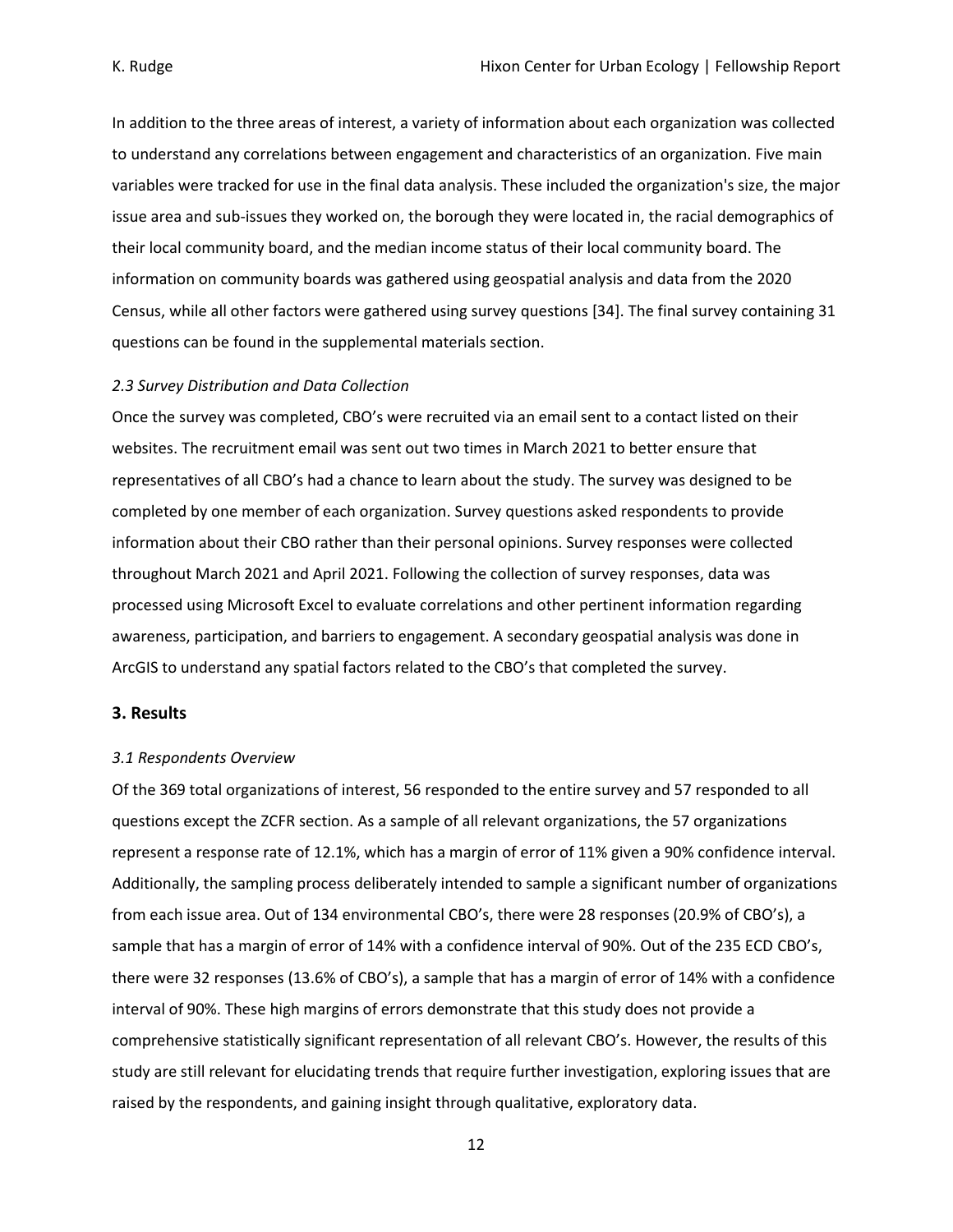In addition to the three areas of interest, a variety of information about each organization was collected to understand any correlations between engagement and characteristics of an organization. Five main variables were tracked for use in the final data analysis. These included the organization's size, the major issue area and sub-issues they worked on, the borough they were located in, the racial demographics of their local community board, and the median income status of their local community board. The information on community boards was gathered using geospatial analysis and data from the 2020 Census, while all other factors were gathered using survey questions [34]. The final survey containing 31 questions can be found in the supplemental materials section.

### *2.3 Survey Distribution and Data Collection*

Once the survey was completed, CBO's were recruited via an email sent to a contact listed on their websites. The recruitment email was sent out two times in March 2021 to better ensure that representatives of all CBO's had a chance to learn about the study. The survey was designed to be completed by one member of each organization. Survey questions asked respondents to provide information about their CBO rather than their personal opinions. Survey responses were collected throughout March 2021 and April 2021. Following the collection of survey responses, data was processed using Microsoft Excel to evaluate correlations and other pertinent information regarding awareness, participation, and barriers to engagement. A secondary geospatial analysis was done in ArcGIS to understand any spatial factors related to the CBO's that completed the survey.

## 3. Results

### *3.1 Respondents Overview*

Of the 369 total organizations of interest, 56 responded to the entire survey and 57 responded to all questions except the ZCFR section. As a sample of all relevant organizations, the 57 organizations represent a response rate of 12.1%, which has a margin of error of 11% given a 90% confidence interval. Additionally, the sampling process deliberately intended to sample a significant number of organizations from each issue area. Out of 134 environmental CBO's, there were 28 responses (20.9% of CBO's), a sample that has a margin of error of 14% with a confidence interval of 90%. Out of the 235 ECD CBO's, there were 32 responses (13.6% of CBO's), a sample that has a margin of error of 14% with a confidence interval of 90%. These high margins of errors demonstrate that this study does not provide a comprehensive statistically significant representation of all relevant CBO's. However, the results of this study are still relevant for elucidating trends that require further investigation, exploring issues that are raised by the respondents, and gaining insight through qualitative, exploratory data.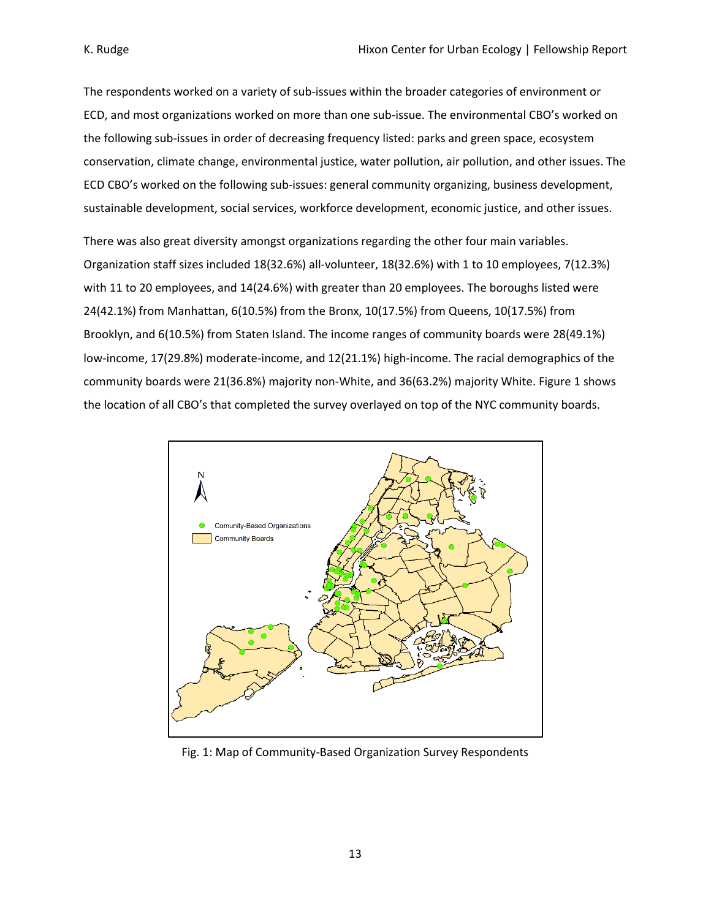The respondents worked on a variety of sub-issues within the broader categories of environment or ECD, and most organizations worked on more than one sub-issue. The environmental CBO's worked on the following sub-issues in order of decreasing frequency listed: parks and green space, ecosystem conservation, climate change, environmental justice, water pollution, air pollution, and other issues. The ECD CBO's worked on the following sub-issues: general community organizing, business development, sustainable development, social services, workforce development, economic justice, and other issues.

There was also great diversity amongst organizations regarding the other four main variables. Organization staff sizes included 18(32.6%) all-volunteer, 18(32.6%) with 1 to 10 employees, 7(12.3%) with 11 to 20 employees, and 14(24.6%) with greater than 20 employees. The boroughs listed were 24(42.1%) from Manhattan, 6(10.5%) from the Bronx, 10(17.5%) from Queens, 10(17.5%) from Brooklyn, and 6(10.5%) from Staten Island. The income ranges of community boards were 28(49.1%) low-income, 17(29.8%) moderate-income, and 12(21.1%) high-income. The racial demographics of the community boards were 21(36.8%) majority non-White, and 36(63.2%) majority White. Figure 1 shows the location of all CBO's that completed the survey overlayed on top of the NYC community boards.

Fig. 1: Map of Community-Based Organization Survey Respondents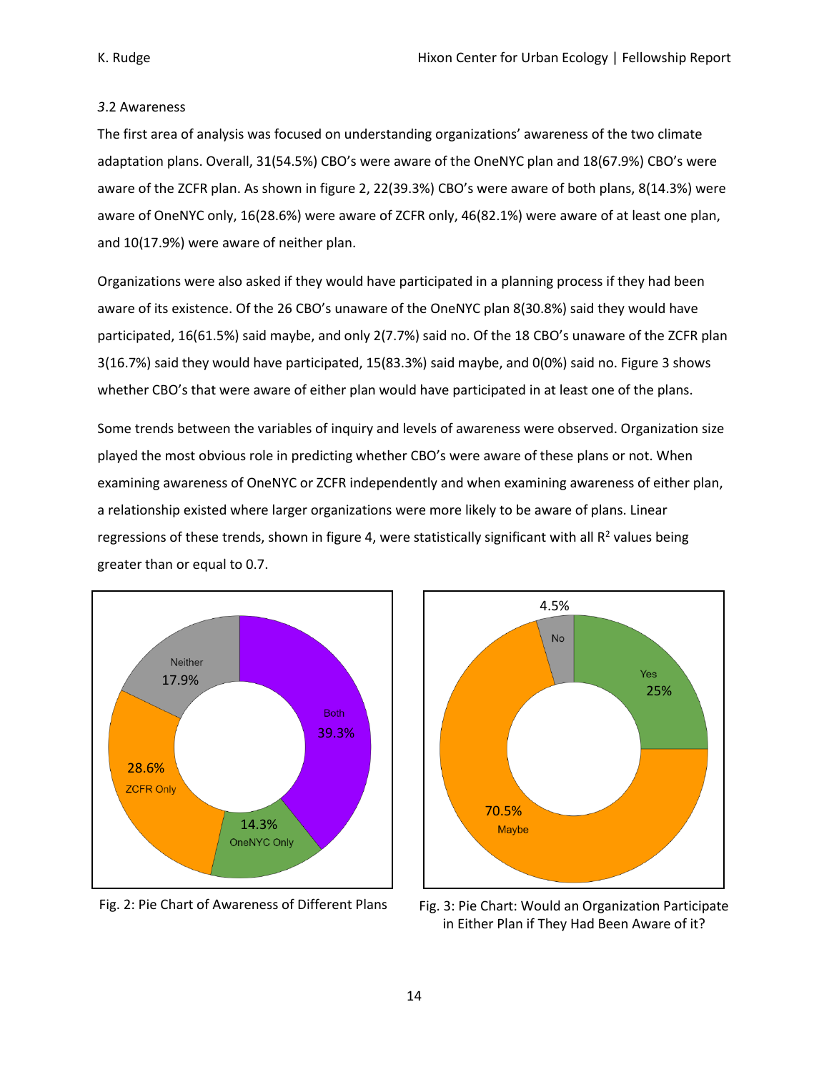*3*.2 Awareness

The first area of analysis was focused on understanding organizations' awareness of the two climate adaptation plans. Overall, 31(54.5%) CBO's were aware of the OneNYC plan and 18(67.9%) CBO's were aware of the ZCFR plan. As shown in figure 2, 22(39.3%) CBO's were aware of both plans, 8(14.3%) were aware of OneNYC only, 16(28.6%) were aware of ZCFR only, 46(82.1%) were aware of at least one plan, and 10(17.9%) were aware of neither plan.

Organizations were also asked if they would have participated in a planning process if they had been aware of its existence. Of the 26 CBO's unaware of the OneNYC plan 8(30.8%) said they would have participated, 16(61.5%) said maybe, and only 2(7.7%) said no. Of the 18 CBO's unaware of the ZCFR plan 3(16.7%) said they would have participated, 15(83.3%) said maybe, and 0(0%) said no. Figure 3 shows whether CBO's that were aware of either plan would have participated in at least one of the plans.

Some trends between the variables of inquiry and levels of awareness were observed. Organization size played the most obvious role in predicting whether CBO's were aware of these plans or not. When examining awareness of OneNYC or ZCFR independently and when examining awareness of either plan, a relationship existed where larger organizations were more likely to be aware of plans. Linear regressions of these trends, shown in figure 4, were statistically significant with all $R^2$ values being greater than or equal to 0.7.

Neither 17.9%, Both 39.3%, OneNYC Only 14.3%, ZCFR Only 28.6%

Fig. 2: Pie Chart of Awareness of Different Plans

No 4.5%, Yes 25%, Maybe 70.5%

Fig. 3: Pie Chart: Would an Organization Participate in Either Plan if They Had Been Aware of it?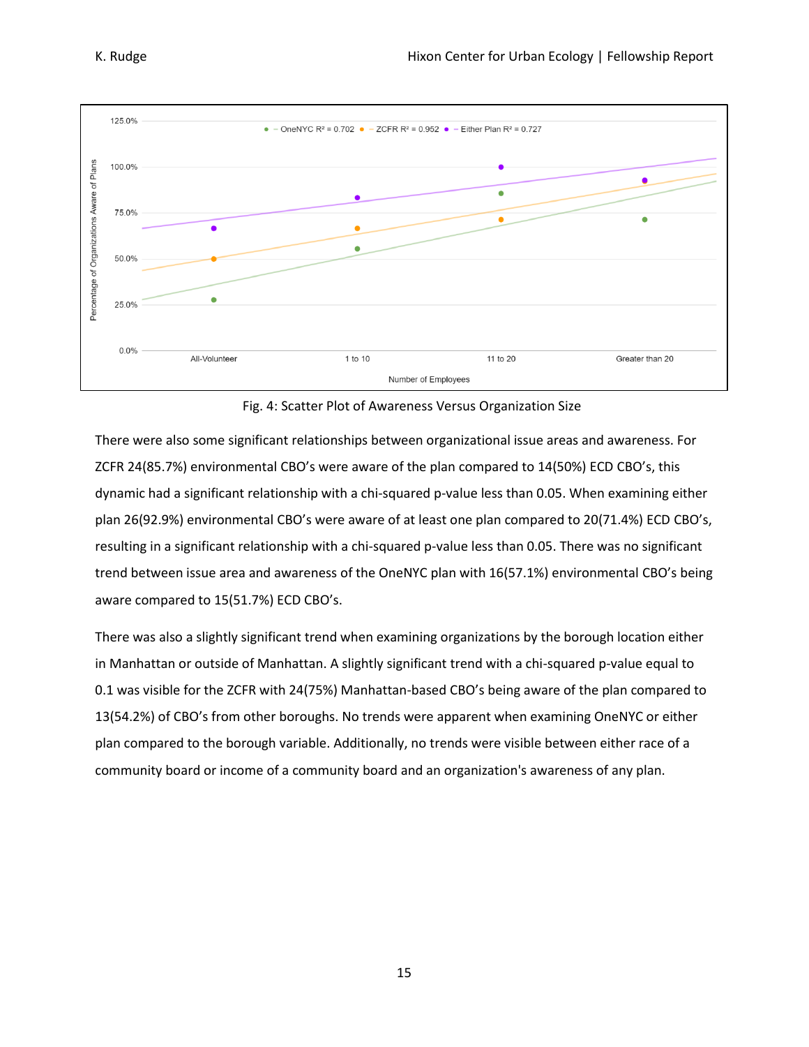Fig. 4: Scatter Plot of Awareness Versus Organization Size

There were also some significant relationships between organizational issue areas and awareness. For ZCFR 24(85.7%) environmental CBO's were aware of the plan compared to 14(50%) ECD CBO's, this dynamic had a significant relationship with a chi-squared p-value less than 0.05. When examining either plan 26(92.9%) environmental CBO's were aware of at least one plan compared to 20(71.4%) ECD CBO's, resulting in a significant relationship with a chi-squared p-value less than 0.05. There was no significant trend between issue area and awareness of the OneNYC plan with 16(57.1%) environmental CBO's being aware compared to 15(51.7%) ECD CBO's.

There was also a slightly significant trend when examining organizations by the borough location either in Manhattan or outside of Manhattan. A slightly significant trend with a chi-squared p-value equal to 0.1 was visible for the ZCFR with 24(75%) Manhattan-based CBO's being aware of the plan compared to 13(54.2%) of CBO's from other boroughs. No trends were apparent when examining OneNYC or either plan compared to the borough variable. Additionally, no trends were visible between either race of a community board or income of a community board and an organization's awareness of any plan.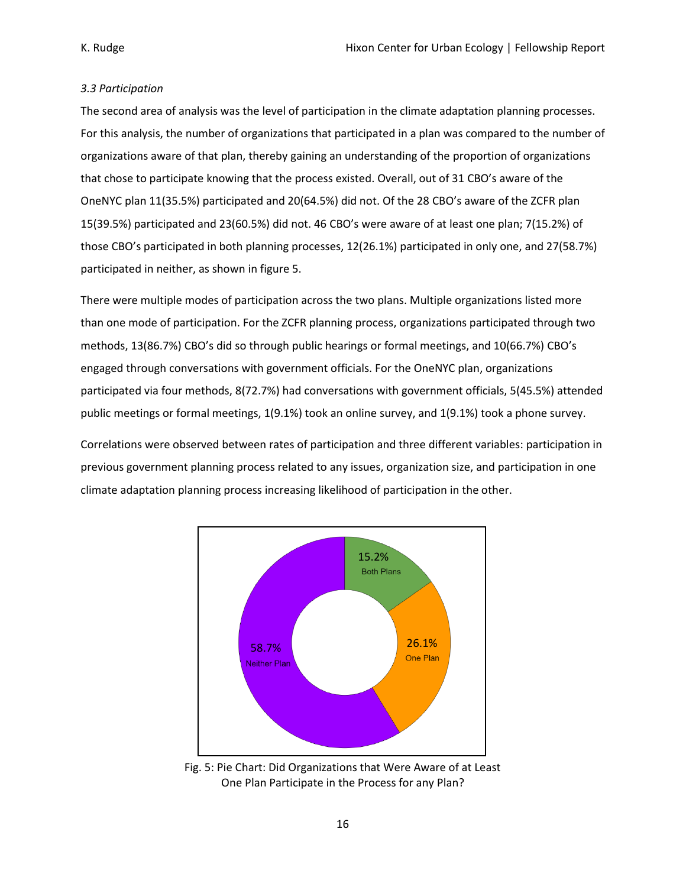### *3.3 Participation*

The second area of analysis was the level of participation in the climate adaptation planning processes. For this analysis, the number of organizations that participated in a plan was compared to the number of organizations aware of that plan, thereby gaining an understanding of the proportion of organizations that chose to participate knowing that the process existed. Overall, out of 31 CBO's aware of the OneNYC plan 11(35.5%) participated and 20(64.5%) did not. Of the 28 CBO's aware of the ZCFR plan 15(39.5%) participated and 23(60.5%) did not. 46 CBO's were aware of at least one plan; 7(15.2%) of those CBO's participated in both planning processes, 12(26.1%) participated in only one, and 27(58.7%) participated in neither, as shown in figure 5.

There were multiple modes of participation across the two plans. Multiple organizations listed more than one mode of participation. For the ZCFR planning process, organizations participated through two methods, 13(86.7%) CBO's did so through public hearings or formal meetings, and 10(66.7%) CBO's engaged through conversations with government officials. For the OneNYC plan, organizations participated via four methods, 8(72.7%) had conversations with government officials, 5(45.5%) attended public meetings or formal meetings, 1(9.1%) took an online survey, and 1(9.1%) took a phone survey.

Correlations were observed between rates of participation and three different variables: participation in previous government planning process related to any issues, organization size, and participation in one climate adaptation planning process increasing likelihood of participation in the other.

15.2% Both Plans

26.1% One Plan

58.7% Neither Plan

Fig. 5: Pie Chart: Did Organizations that Were Aware of at Least One Plan Participate in the Process for any Plan?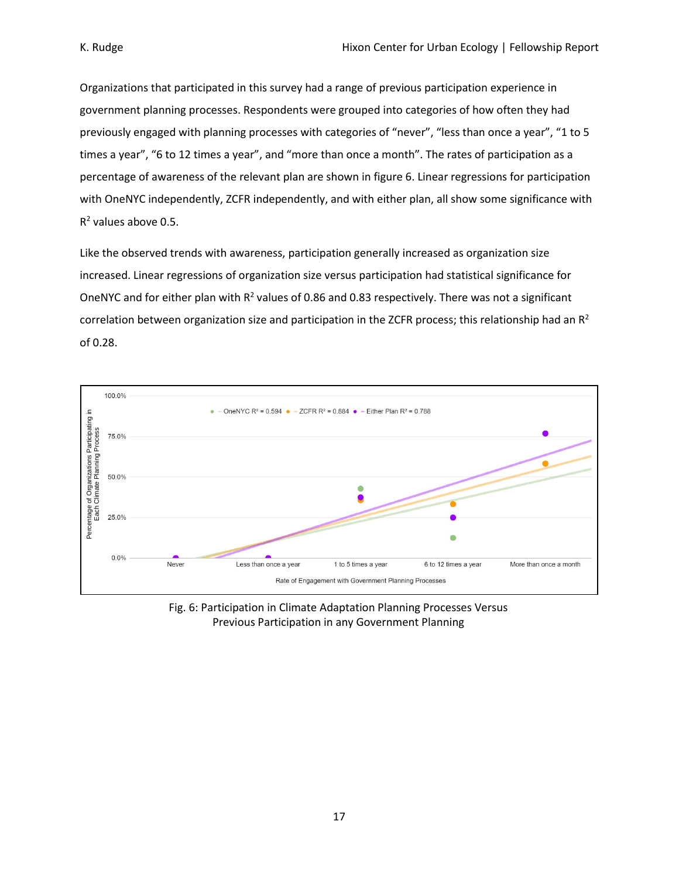Organizations that participated in this survey had a range of previous participation experience in government planning processes. Respondents were grouped into categories of how often they had previously engaged with planning processes with categories of "never", "less than once a year", "1 to 5 times a year", "6 to 12 times a year", and "more than once a month". The rates of participation as a percentage of awareness of the relevant plan are shown in figure 6. Linear regressions for participation with OneNYC independently, ZCFR independently, and with either plan, all show some significance with $R^2$ values above 0.5.

Like the observed trends with awareness, participation generally increased as organization size increased. Linear regressions of organization size versus participation had statistical significance for OneNYC and for either plan with $R^2$ values of 0.86 and 0.83 respectively. There was not a significant correlation between organization size and participation in the ZCFR process; this relationship had an $R^2$ of 0.28.

Fig. 6: Participation in Climate Adaptation Planning Processes Versus Previous Participation in any Government Planning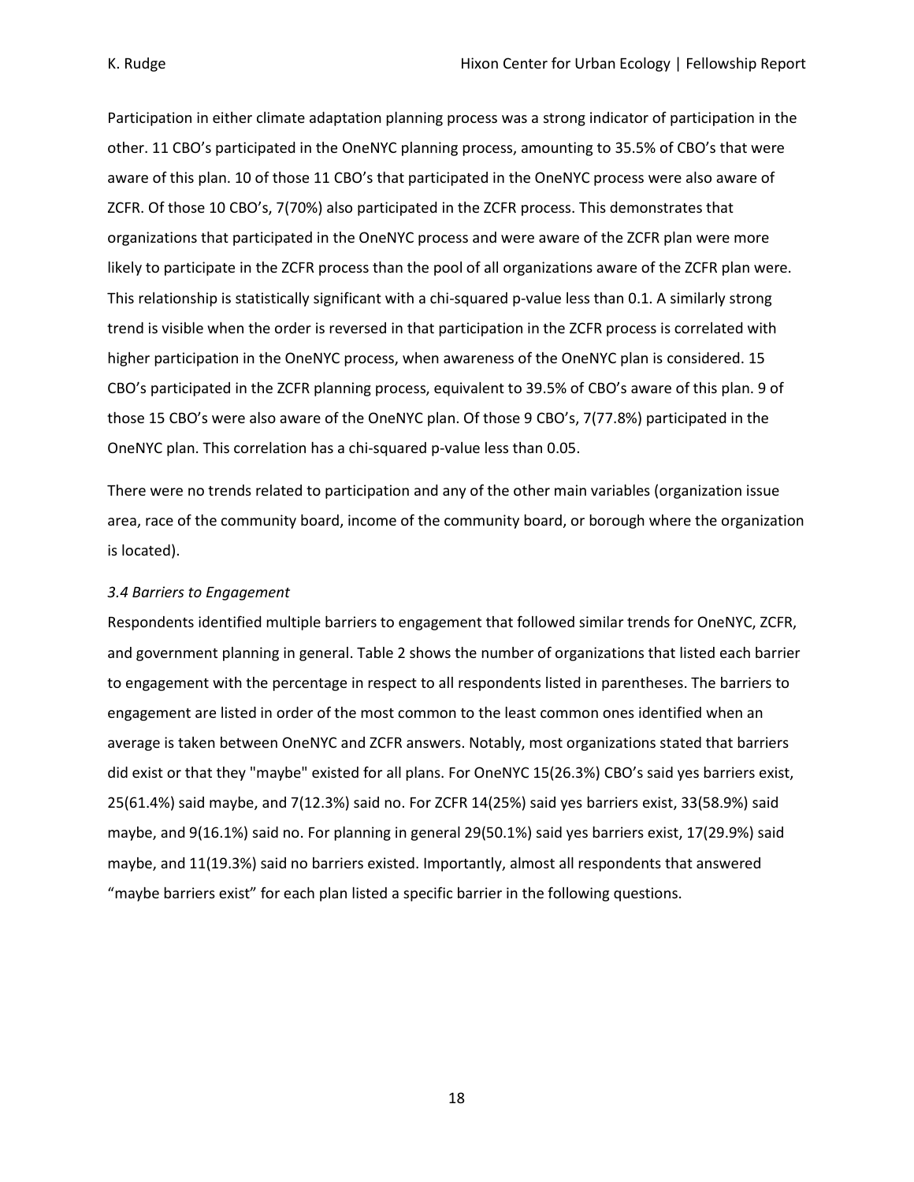Participation in either climate adaptation planning process was a strong indicator of participation in the other. 11 CBO's participated in the OneNYC planning process, amounting to 35.5% of CBO's that were aware of this plan. 10 of those 11 CBO's that participated in the OneNYC process were also aware of ZCFR. Of those 10 CBO's, 7(70%) also participated in the ZCFR process. This demonstrates that organizations that participated in the OneNYC process and were aware of the ZCFR plan were more likely to participate in the ZCFR process than the pool of all organizations aware of the ZCFR plan were. This relationship is statistically significant with a chi-squared p-value less than 0.1. A similarly strong trend is visible when the order is reversed in that participation in the ZCFR process is correlated with higher participation in the OneNYC process, when awareness of the OneNYC plan is considered. 15 CBO's participated in the ZCFR planning process, equivalent to 39.5% of CBO's aware of this plan. 9 of those 15 CBO's were also aware of the OneNYC plan. Of those 9 CBO's, 7(77.8%) participated in the OneNYC plan. This correlation has a chi-squared p-value less than 0.05.

There were no trends related to participation and any of the other main variables (organization issue area, race of the community board, income of the community board, or borough where the organization is located).

### *3.4 Barriers to Engagement*

Respondents identified multiple barriers to engagement that followed similar trends for OneNYC, ZCFR, and government planning in general. Table 2 shows the number of organizations that listed each barrier to engagement with the percentage in respect to all respondents listed in parentheses. The barriers to engagement are listed in order of the most common to the least common ones identified when an average is taken between OneNYC and ZCFR answers. Notably, most organizations stated that barriers did exist or that they "maybe" existed for all plans. For OneNYC 15(26.3%) CBO's said yes barriers exist, 25(61.4%) said maybe, and 7(12.3%) said no. For ZCFR 14(25%) said yes barriers exist, 33(58.9%) said maybe, and 9(16.1%) said no. For planning in general 29(50.1%) said yes barriers exist, 17(29.9%) said maybe, and 11(19.3%) said no barriers existed. Importantly, almost all respondents that answered "maybe barriers exist" for each plan listed a specific barrier in the following questions.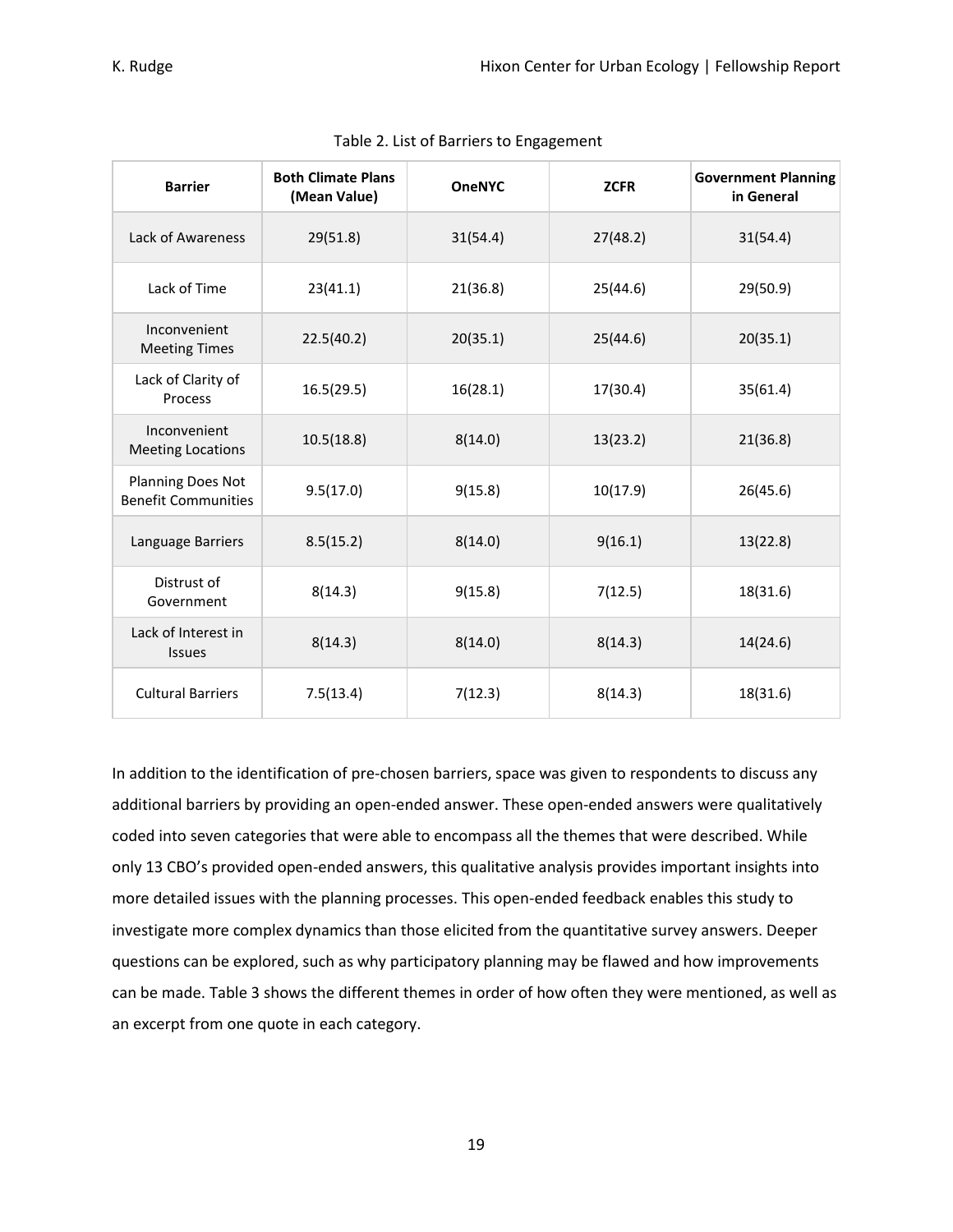Table 2. List of Barriers to Engagement

| Barrier | Both Climate Plans (Mean Value) | OneNYC | ZCFR | Government Planning in General |
|---|---|---|---|---|
| Lack of Awareness | 29(51.8) | 31(54.4) | 27(48.2) | 31(54.4) |
| Lack of Time | 23(41.1) | 21(36.8) | 25(44.6) | 29(50.9) |
| Inconvenient Meeting Times | 22.5(40.2) | 20(35.1) | 25(44.6) | 20(35.1) |
| Lack of Clarity of Process | 16.5(29.5) | 16(28.1) | 17(30.4) | 35(61.4) |
| Inconvenient Meeting Locations | 10.5(18.8) | 8(14.0) | 13(23.2) | 21(36.8) |
| Planning Does Not Benefit Communities | 9.5(17.0) | 9(15.8) | 10(17.9) | 26(45.6) |
| Language Barriers | 8.5(15.2) | 8(14.0) | 9(16.1) | 13(22.8) |
| Distrust of Government | 8(14.3) | 9(15.8) | 7(12.5) | 18(31.6) |
| Lack of Interest in Issues | 8(14.3) | 8(14.0) | 8(14.3) | 14(24.6) |
| Cultural Barriers | 7.5(13.4) | 7(12.3) | 8(14.3) | 18(31.6) |

In addition to the identification of pre-chosen barriers, space was given to respondents to discuss any additional barriers by providing an open-ended answer. These open-ended answers were qualitatively coded into seven categories that were able to encompass all the themes that were described. While only 13 CBO's provided open-ended answers, this qualitative analysis provides important insights into more detailed issues with the planning processes. This open-ended feedback enables this study to investigate more complex dynamics than those elicited from the quantitative survey answers. Deeper questions can be explored, such as why participatory planning may be flawed and how improvements can be made. Table 3 shows the different themes in order of how often they were mentioned, as well as an excerpt from one quote in each category.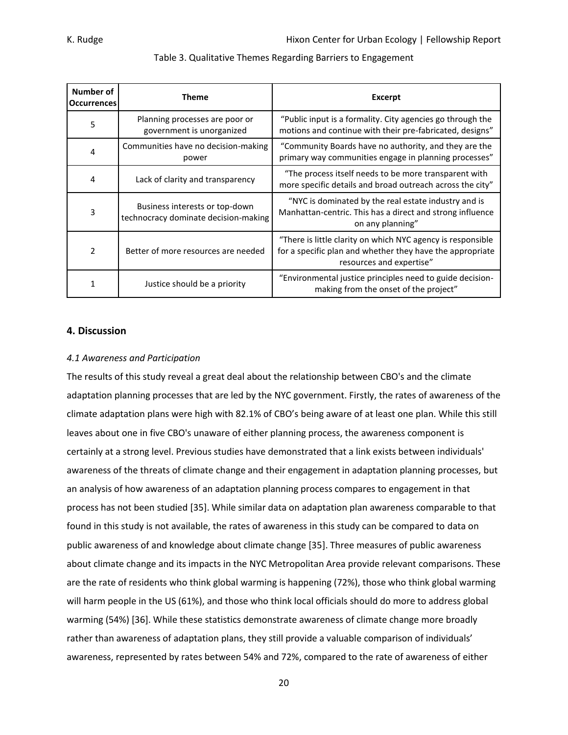Table 3. Qualitative Themes Regarding Barriers to Engagement

| Number of Occurrences | Theme | Excerpt |
|---|---|---|
| 5 | Planning processes are poor or government is unorganized | "Public input is a formality. City agencies go through the motions and continue with their pre-fabricated, designs" |
| 4 | Communities have no decision-making power | "Community Boards have no authority, and they are the primary way communities engage in planning processes" |
| 4 | Lack of clarity and transparency | "The process itself needs to be more transparent with more specific details and broad outreach across the city" |
| 3 | Business interests or top-down technocracy dominate decision-making | "NYC is dominated by the real estate industry and is Manhattan-centric. This has a direct and strong influence on any planning" |
| 2 | Better of more resources are needed | "There is little clarity on which NYC agency is responsible for a specific plan and whether they have the appropriate resources and expertise" |
| 1 | Justice should be a priority | "Environmental justice principles need to guide decision-making from the onset of the project" |

## 4. Discussion

### *4.1 Awareness and Participation*

The results of this study reveal a great deal about the relationship between CBO's and the climate adaptation planning processes that are led by the NYC government. Firstly, the rates of awareness of the climate adaptation plans were high with 82.1% of CBO's being aware of at least one plan. While this still leaves about one in five CBO's unaware of either planning process, the awareness component is certainly at a strong level. Previous studies have demonstrated that a link exists between individuals' awareness of the threats of climate change and their engagement in adaptation planning processes, but an analysis of how awareness of an adaptation planning process compares to engagement in that process has not been studied [35]. While similar data on adaptation plan awareness comparable to that found in this study is not available, the rates of awareness in this study can be compared to data on public awareness of and knowledge about climate change [35]. Three measures of public awareness about climate change and its impacts in the NYC Metropolitan Area provide relevant comparisons. These are the rate of residents who think global warming is happening (72%), those who think global warming will harm people in the US (61%), and those who think local officials should do more to address global warming (54%) [36]. While these statistics demonstrate awareness of climate change more broadly rather than awareness of adaptation plans, they still provide a valuable comparison of individuals' awareness, represented by rates between 54% and 72%, compared to the rate of awareness of either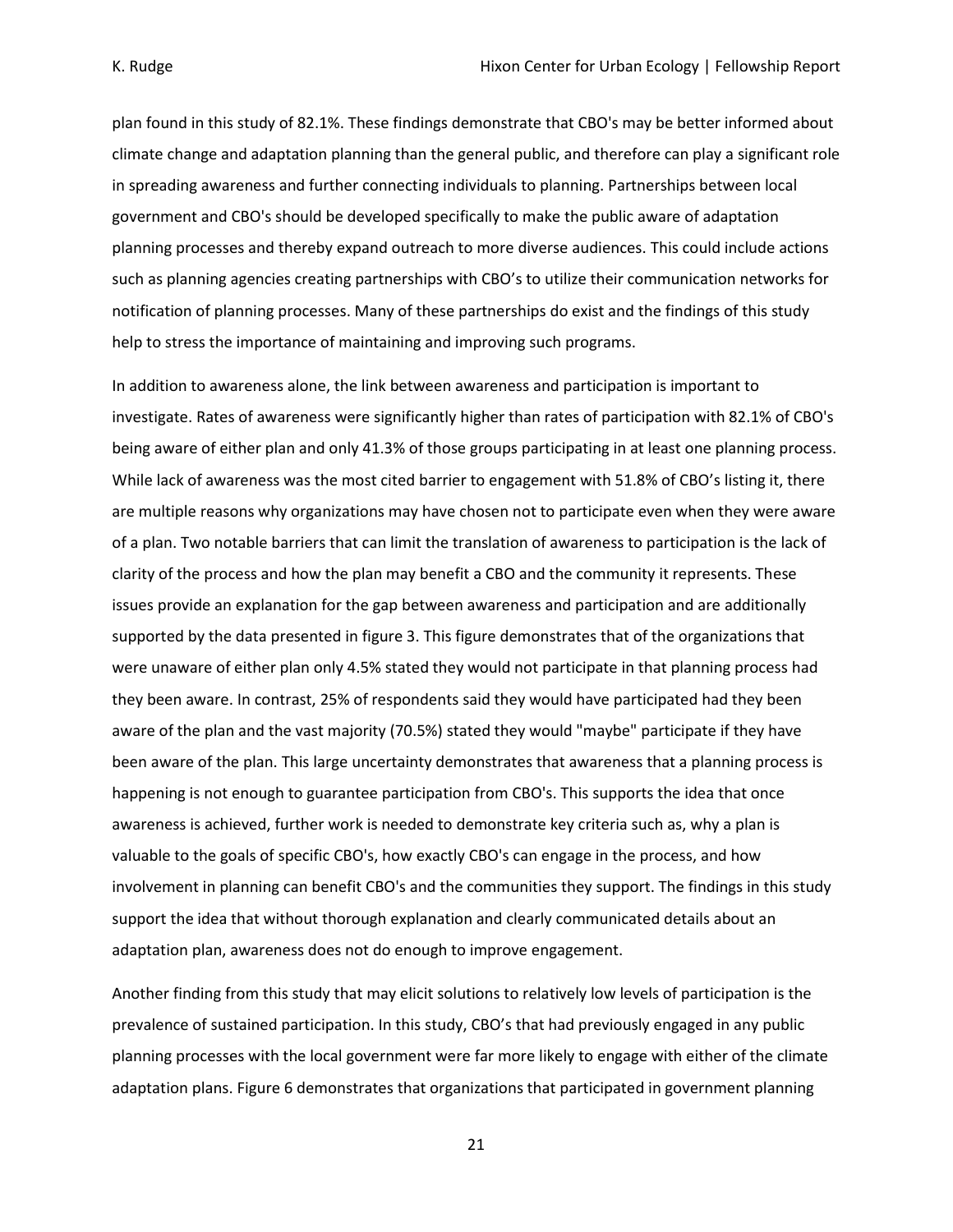plan found in this study of 82.1%. These findings demonstrate that CBO's may be better informed about climate change and adaptation planning than the general public, and therefore can play a significant role in spreading awareness and further connecting individuals to planning. Partnerships between local government and CBO's should be developed specifically to make the public aware of adaptation planning processes and thereby expand outreach to more diverse audiences. This could include actions such as planning agencies creating partnerships with CBO's to utilize their communication networks for notification of planning processes. Many of these partnerships do exist and the findings of this study help to stress the importance of maintaining and improving such programs.

In addition to awareness alone, the link between awareness and participation is important to investigate. Rates of awareness were significantly higher than rates of participation with 82.1% of CBO's being aware of either plan and only 41.3% of those groups participating in at least one planning process. While lack of awareness was the most cited barrier to engagement with 51.8% of CBO's listing it, there are multiple reasons why organizations may have chosen not to participate even when they were aware of a plan. Two notable barriers that can limit the translation of awareness to participation is the lack of clarity of the process and how the plan may benefit a CBO and the community it represents. These issues provide an explanation for the gap between awareness and participation and are additionally supported by the data presented in figure 3. This figure demonstrates that of the organizations that were unaware of either plan only 4.5% stated they would not participate in that planning process had they been aware. In contrast, 25% of respondents said they would have participated had they been aware of the plan and the vast majority (70.5%) stated they would "maybe" participate if they have been aware of the plan. This large uncertainty demonstrates that awareness that a planning process is happening is not enough to guarantee participation from CBO's. This supports the idea that once awareness is achieved, further work is needed to demonstrate key criteria such as, why a plan is valuable to the goals of specific CBO's, how exactly CBO's can engage in the process, and how involvement in planning can benefit CBO's and the communities they support. The findings in this study support the idea that without thorough explanation and clearly communicated details about an adaptation plan, awareness does not do enough to improve engagement.

Another finding from this study that may elicit solutions to relatively low levels of participation is the prevalence of sustained participation. In this study, CBO's that had previously engaged in any public planning processes with the local government were far more likely to engage with either of the climate adaptation plans. Figure 6 demonstrates that organizations that participated in government planning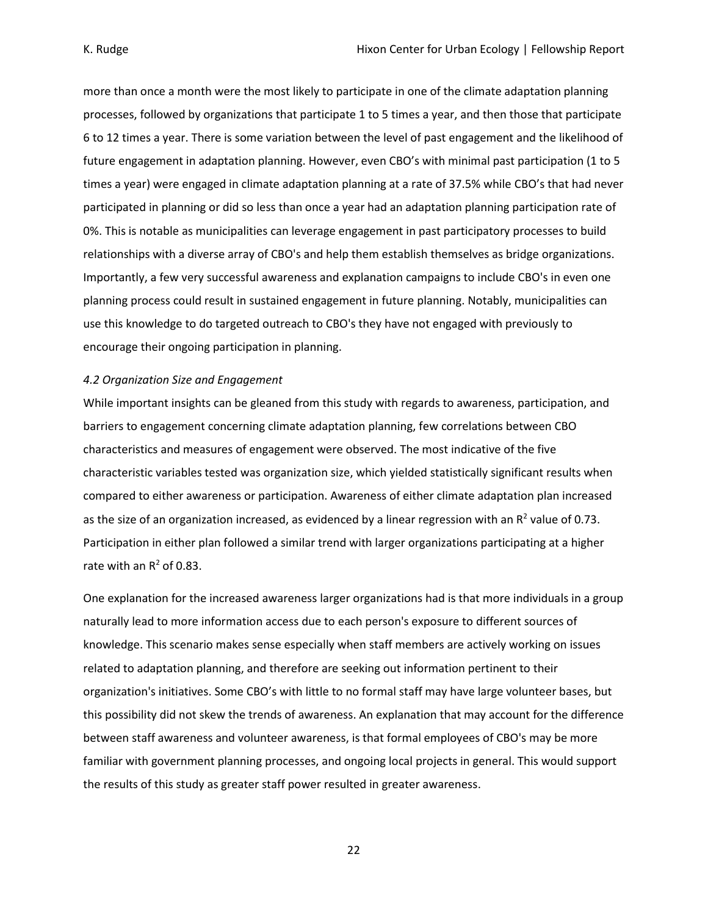more than once a month were the most likely to participate in one of the climate adaptation planning processes, followed by organizations that participate 1 to 5 times a year, and then those that participate 6 to 12 times a year. There is some variation between the level of past engagement and the likelihood of future engagement in adaptation planning. However, even CBO's with minimal past participation (1 to 5 times a year) were engaged in climate adaptation planning at a rate of 37.5% while CBO's that had never participated in planning or did so less than once a year had an adaptation planning participation rate of 0%. This is notable as municipalities can leverage engagement in past participatory processes to build relationships with a diverse array of CBO's and help them establish themselves as bridge organizations. Importantly, a few very successful awareness and explanation campaigns to include CBO's in even one planning process could result in sustained engagement in future planning. Notably, municipalities can use this knowledge to do targeted outreach to CBO's they have not engaged with previously to encourage their ongoing participation in planning.

*4.2 Organization Size and Engagement*

While important insights can be gleaned from this study with regards to awareness, participation, and barriers to engagement concerning climate adaptation planning, few correlations between CBO characteristics and measures of engagement were observed. The most indicative of the five characteristic variables tested was organization size, which yielded statistically significant results when compared to either awareness or participation. Awareness of either climate adaptation plan increased as the size of an organization increased, as evidenced by a linear regression with an $R^2$ value of 0.73. Participation in either plan followed a similar trend with larger organizations participating at a higher rate with an $R^2$ of 0.83.

One explanation for the increased awareness larger organizations had is that more individuals in a group naturally lead to more information access due to each person's exposure to different sources of knowledge. This scenario makes sense especially when staff members are actively working on issues related to adaptation planning, and therefore are seeking out information pertinent to their organization's initiatives. Some CBO's with little to no formal staff may have large volunteer bases, but this possibility did not skew the trends of awareness. An explanation that may account for the difference between staff awareness and volunteer awareness, is that formal employees of CBO's may be more familiar with government planning processes, and ongoing local projects in general. This would support the results of this study as greater staff power resulted in greater awareness.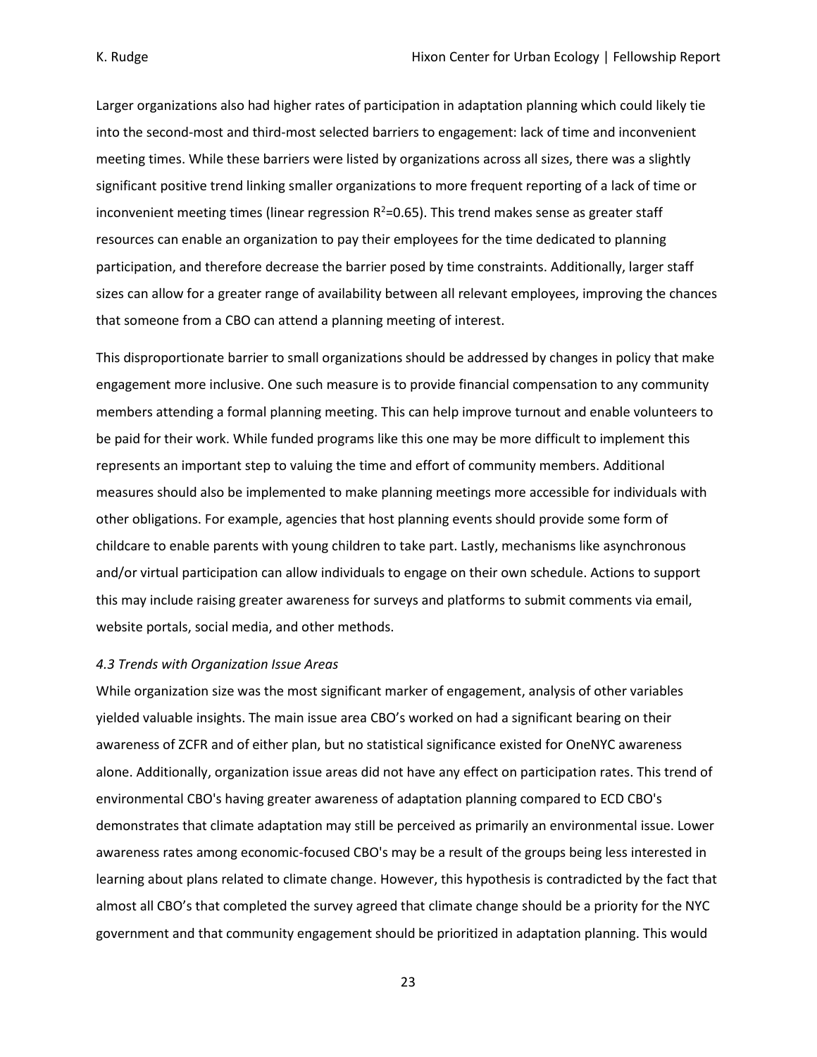Larger organizations also had higher rates of participation in adaptation planning which could likely tie into the second-most and third-most selected barriers to engagement: lack of time and inconvenient meeting times. While these barriers were listed by organizations across all sizes, there was a slightly significant positive trend linking smaller organizations to more frequent reporting of a lack of time or inconvenient meeting times (linear regression $R^2$=0.65). This trend makes sense as greater staff resources can enable an organization to pay their employees for the time dedicated to planning participation, and therefore decrease the barrier posed by time constraints. Additionally, larger staff sizes can allow for a greater range of availability between all relevant employees, improving the chances that someone from a CBO can attend a planning meeting of interest.

This disproportionate barrier to small organizations should be addressed by changes in policy that make engagement more inclusive. One such measure is to provide financial compensation to any community members attending a formal planning meeting. This can help improve turnout and enable volunteers to be paid for their work. While funded programs like this one may be more difficult to implement this represents an important step to valuing the time and effort of community members. Additional measures should also be implemented to make planning meetings more accessible for individuals with other obligations. For example, agencies that host planning events should provide some form of childcare to enable parents with young children to take part. Lastly, mechanisms like asynchronous and/or virtual participation can allow individuals to engage on their own schedule. Actions to support this may include raising greater awareness for surveys and platforms to submit comments via email, website portals, social media, and other methods.

*4.3 Trends with Organization Issue Areas*

While organization size was the most significant marker of engagement, analysis of other variables yielded valuable insights. The main issue area CBO's worked on had a significant bearing on their awareness of ZCFR and of either plan, but no statistical significance existed for OneNYC awareness alone. Additionally, organization issue areas did not have any effect on participation rates. This trend of environmental CBO's having greater awareness of adaptation planning compared to ECD CBO's demonstrates that climate adaptation may still be perceived as primarily an environmental issue. Lower awareness rates among economic-focused CBO's may be a result of the groups being less interested in learning about plans related to climate change. However, this hypothesis is contradicted by the fact that almost all CBO's that completed the survey agreed that climate change should be a priority for the NYC government and that community engagement should be prioritized in adaptation planning. This would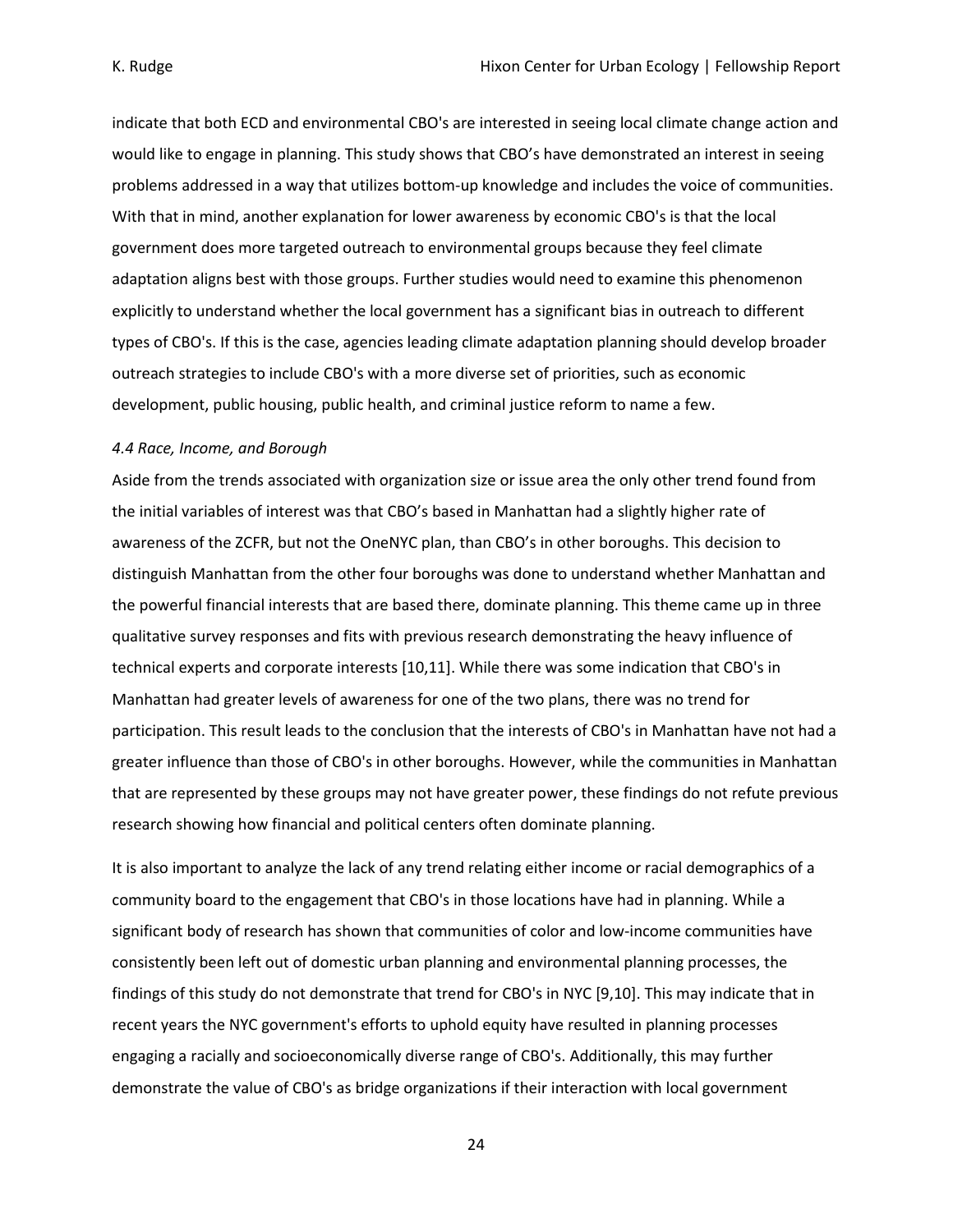indicate that both ECD and environmental CBO's are interested in seeing local climate change action and would like to engage in planning. This study shows that CBO's have demonstrated an interest in seeing problems addressed in a way that utilizes bottom-up knowledge and includes the voice of communities. With that in mind, another explanation for lower awareness by economic CBO's is that the local government does more targeted outreach to environmental groups because they feel climate adaptation aligns best with those groups. Further studies would need to examine this phenomenon explicitly to understand whether the local government has a significant bias in outreach to different types of CBO's. If this is the case, agencies leading climate adaptation planning should develop broader outreach strategies to include CBO's with a more diverse set of priorities, such as economic development, public housing, public health, and criminal justice reform to name a few.

*4.4 Race, Income, and Borough*

Aside from the trends associated with organization size or issue area the only other trend found from the initial variables of interest was that CBO's based in Manhattan had a slightly higher rate of awareness of the ZCFR, but not the OneNYC plan, than CBO's in other boroughs. This decision to distinguish Manhattan from the other four boroughs was done to understand whether Manhattan and the powerful financial interests that are based there, dominate planning. This theme came up in three qualitative survey responses and fits with previous research demonstrating the heavy influence of technical experts and corporate interests [10,11]. While there was some indication that CBO's in Manhattan had greater levels of awareness for one of the two plans, there was no trend for participation. This result leads to the conclusion that the interests of CBO's in Manhattan have not had a greater influence than those of CBO's in other boroughs. However, while the communities in Manhattan that are represented by these groups may not have greater power, these findings do not refute previous research showing how financial and political centers often dominate planning.

It is also important to analyze the lack of any trend relating either income or racial demographics of a community board to the engagement that CBO's in those locations have had in planning. While a significant body of research has shown that communities of color and low-income communities have consistently been left out of domestic urban planning and environmental planning processes, the findings of this study do not demonstrate that trend for CBO's in NYC [9,10]. This may indicate that in recent years the NYC government's efforts to uphold equity have resulted in planning processes engaging a racially and socioeconomically diverse range of CBO's. Additionally, this may further demonstrate the value of CBO's as bridge organizations if their interaction with local government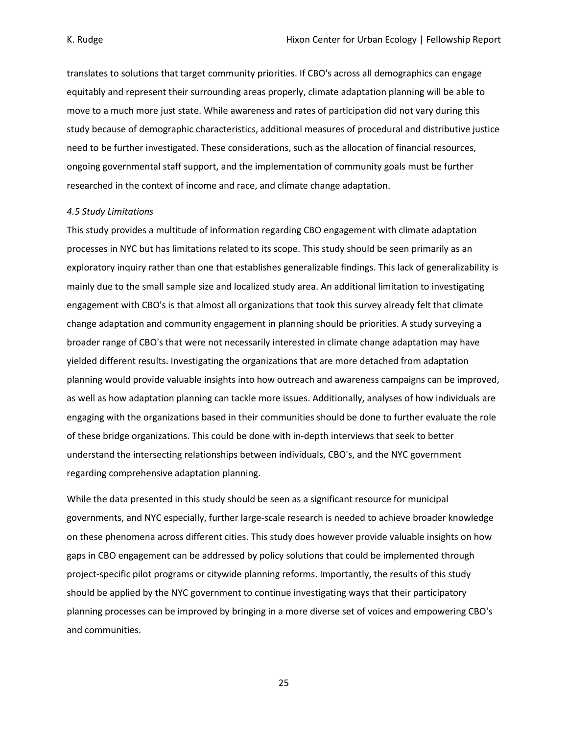translates to solutions that target community priorities. If CBO's across all demographics can engage equitably and represent their surrounding areas properly, climate adaptation planning will be able to move to a much more just state. While awareness and rates of participation did not vary during this study because of demographic characteristics, additional measures of procedural and distributive justice need to be further investigated. These considerations, such as the allocation of financial resources, ongoing governmental staff support, and the implementation of community goals must be further researched in the context of income and race, and climate change adaptation.

*4.5 Study Limitations*

This study provides a multitude of information regarding CBO engagement with climate adaptation processes in NYC but has limitations related to its scope. This study should be seen primarily as an exploratory inquiry rather than one that establishes generalizable findings. This lack of generalizability is mainly due to the small sample size and localized study area. An additional limitation to investigating engagement with CBO's is that almost all organizations that took this survey already felt that climate change adaptation and community engagement in planning should be priorities. A study surveying a broader range of CBO's that were not necessarily interested in climate change adaptation may have yielded different results. Investigating the organizations that are more detached from adaptation planning would provide valuable insights into how outreach and awareness campaigns can be improved, as well as how adaptation planning can tackle more issues. Additionally, analyses of how individuals are engaging with the organizations based in their communities should be done to further evaluate the role of these bridge organizations. This could be done with in-depth interviews that seek to better understand the intersecting relationships between individuals, CBO's, and the NYC government regarding comprehensive adaptation planning.

While the data presented in this study should be seen as a significant resource for municipal governments, and NYC especially, further large-scale research is needed to achieve broader knowledge on these phenomena across different cities. This study does however provide valuable insights on how gaps in CBO engagement can be addressed by policy solutions that could be implemented through project-specific pilot programs or citywide planning reforms. Importantly, the results of this study should be applied by the NYC government to continue investigating ways that their participatory planning processes can be improved by bringing in a more diverse set of voices and empowering CBO's and communities.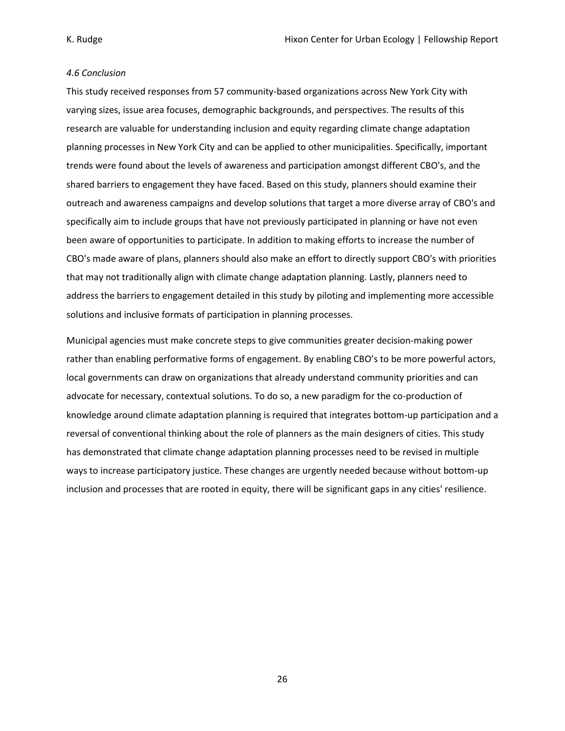*4.6 Conclusion*

This study received responses from 57 community-based organizations across New York City with varying sizes, issue area focuses, demographic backgrounds, and perspectives. The results of this research are valuable for understanding inclusion and equity regarding climate change adaptation planning processes in New York City and can be applied to other municipalities. Specifically, important trends were found about the levels of awareness and participation amongst different CBO's, and the shared barriers to engagement they have faced. Based on this study, planners should examine their outreach and awareness campaigns and develop solutions that target a more diverse array of CBO's and specifically aim to include groups that have not previously participated in planning or have not even been aware of opportunities to participate. In addition to making efforts to increase the number of CBO's made aware of plans, planners should also make an effort to directly support CBO's with priorities that may not traditionally align with climate change adaptation planning. Lastly, planners need to address the barriers to engagement detailed in this study by piloting and implementing more accessible solutions and inclusive formats of participation in planning processes.

Municipal agencies must make concrete steps to give communities greater decision-making power rather than enabling performative forms of engagement. By enabling CBO's to be more powerful actors, local governments can draw on organizations that already understand community priorities and can advocate for necessary, contextual solutions. To do so, a new paradigm for the co-production of knowledge around climate adaptation planning is required that integrates bottom-up participation and a reversal of conventional thinking about the role of planners as the main designers of cities. This study has demonstrated that climate change adaptation planning processes need to be revised in multiple ways to increase participatory justice. These changes are urgently needed because without bottom-up inclusion and processes that are rooted in equity, there will be significant gaps in any cities' resilience.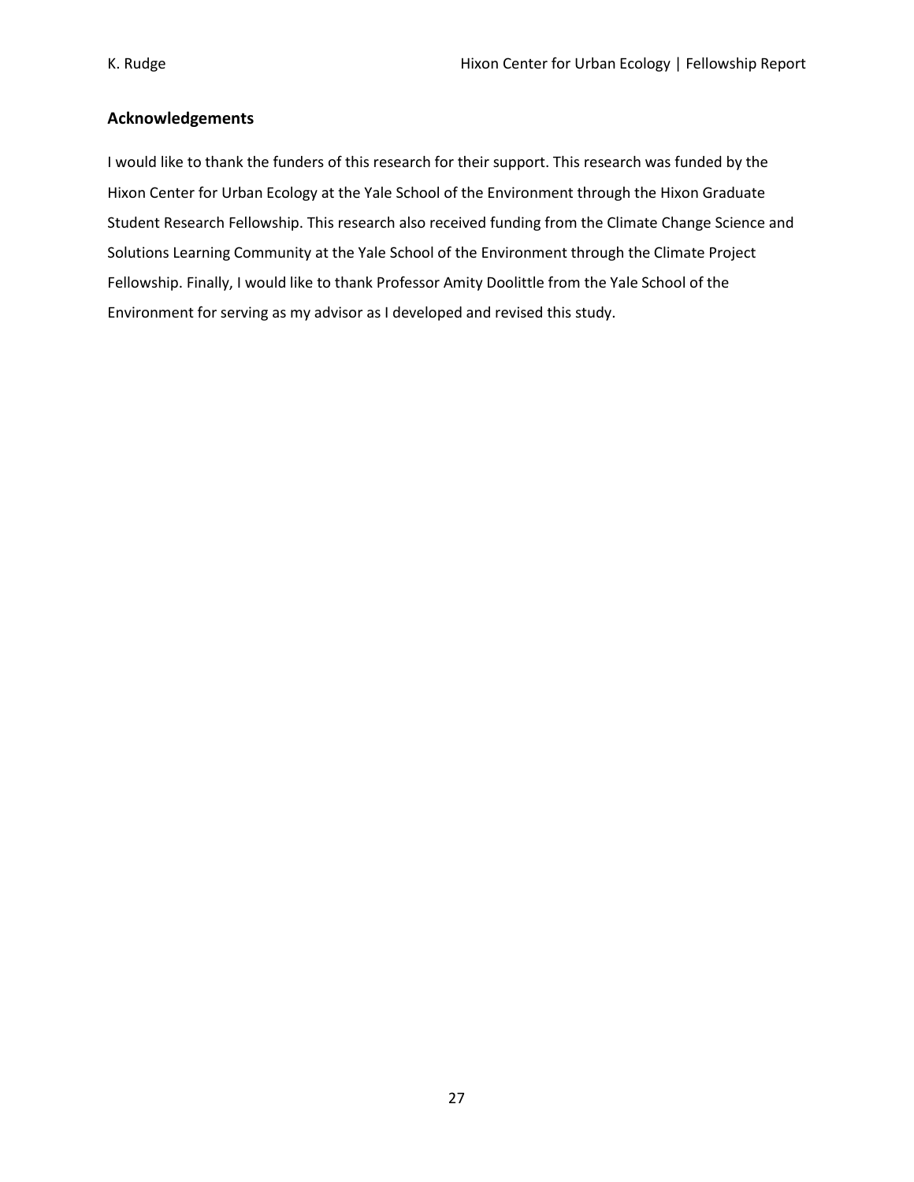## Acknowledgements

I would like to thank the funders of this research for their support. This research was funded by the Hixon Center for Urban Ecology at the Yale School of the Environment through the Hixon Graduate Student Research Fellowship. This research also received funding from the Climate Change Science and Solutions Learning Community at the Yale School of the Environment through the Climate Project Fellowship. Finally, I would like to thank Professor Amity Doolittle from the Yale School of the Environment for serving as my advisor as I developed and revised this study.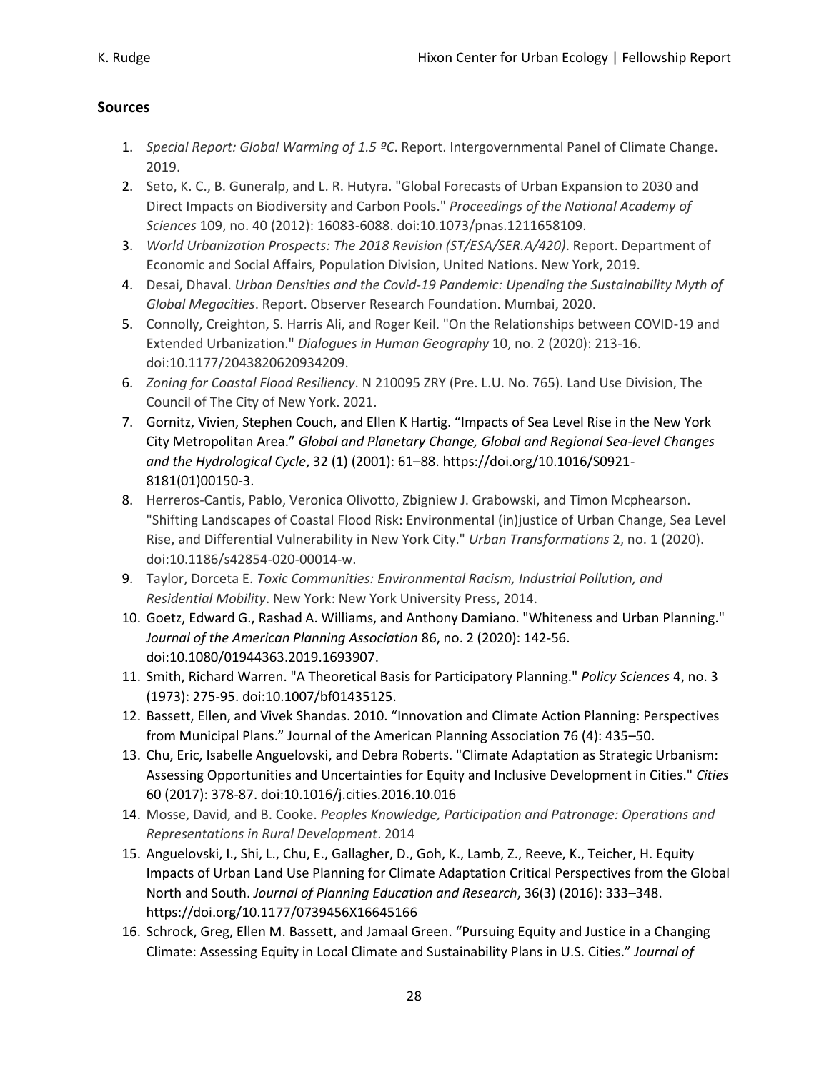## Sources

1. *Special Report: Global Warming of 1.5 ºC*. Report. Intergovernmental Panel of Climate Change. 2019.
2. Seto, K. C., B. Guneralp, and L. R. Hutyra. "Global Forecasts of Urban Expansion to 2030 and Direct Impacts on Biodiversity and Carbon Pools." *Proceedings of the National Academy of Sciences* 109, no. 40 (2012): 16083-6088. doi:10.1073/pnas.1211658109.
3. *World Urbanization Prospects: The 2018 Revision (ST/ESA/SER.A/420)*. Report. Department of Economic and Social Affairs, Population Division, United Nations. New York, 2019.
4. Desai, Dhaval. *Urban Densities and the Covid-19 Pandemic: Upending the Sustainability Myth of Global Megacities*. Report. Observer Research Foundation. Mumbai, 2020.
5. Connolly, Creighton, S. Harris Ali, and Roger Keil. "On the Relationships between COVID-19 and Extended Urbanization." *Dialogues in Human Geography* 10, no. 2 (2020): 213-16. doi:10.1177/2043820620934209.
6. *Zoning for Coastal Flood Resiliency*. N 210095 ZRY (Pre. L.U. No. 765). Land Use Division, The Council of The City of New York. 2021.
7. Gornitz, Vivien, Stephen Couch, and Ellen K Hartig. "Impacts of Sea Level Rise in the New York City Metropolitan Area." *Global and Planetary Change, Global and Regional Sea-level Changes and the Hydrological Cycle*, 32 (1) (2001): 61–88. https://doi.org/10.1016/S0921-8181(01)00150-3.
8. Herreros-Cantis, Pablo, Veronica Olivotto, Zbigniew J. Grabowski, and Timon Mcphearson. "Shifting Landscapes of Coastal Flood Risk: Environmental (in)justice of Urban Change, Sea Level Rise, and Differential Vulnerability in New York City." *Urban Transformations* 2, no. 1 (2020). doi:10.1186/s42854-020-00014-w.
9. Taylor, Dorceta E. *Toxic Communities: Environmental Racism, Industrial Pollution, and Residential Mobility*. New York: New York University Press, 2014.
10. Goetz, Edward G., Rashad A. Williams, and Anthony Damiano. "Whiteness and Urban Planning." *Journal of the American Planning Association* 86, no. 2 (2020): 142-56. doi:10.1080/01944363.2019.1693907.
11. Smith, Richard Warren. "A Theoretical Basis for Participatory Planning." *Policy Sciences* 4, no. 3 (1973): 275-95. doi:10.1007/bf01435125.
12. Bassett, Ellen, and Vivek Shandas. 2010. "Innovation and Climate Action Planning: Perspectives from Municipal Plans." Journal of the American Planning Association 76 (4): 435–50.
13. Chu, Eric, Isabelle Anguelovski, and Debra Roberts. "Climate Adaptation as Strategic Urbanism: Assessing Opportunities and Uncertainties for Equity and Inclusive Development in Cities." *Cities* 60 (2017): 378-87. doi:10.1016/j.cities.2016.10.016
14. Mosse, David, and B. Cooke. *Peoples Knowledge, Participation and Patronage: Operations and Representations in Rural Development*. 2014
15. Anguelovski, I., Shi, L., Chu, E., Gallagher, D., Goh, K., Lamb, Z., Reeve, K., Teicher, H. Equity Impacts of Urban Land Use Planning for Climate Adaptation Critical Perspectives from the Global North and South. *Journal of Planning Education and Research*, 36(3) (2016): 333–348. https://doi.org/10.1177/0739456X16645166
16. Schrock, Greg, Ellen M. Bassett, and Jamaal Green. "Pursuing Equity and Justice in a Changing Climate: Assessing Equity in Local Climate and Sustainability Plans in U.S. Cities." *Journal of*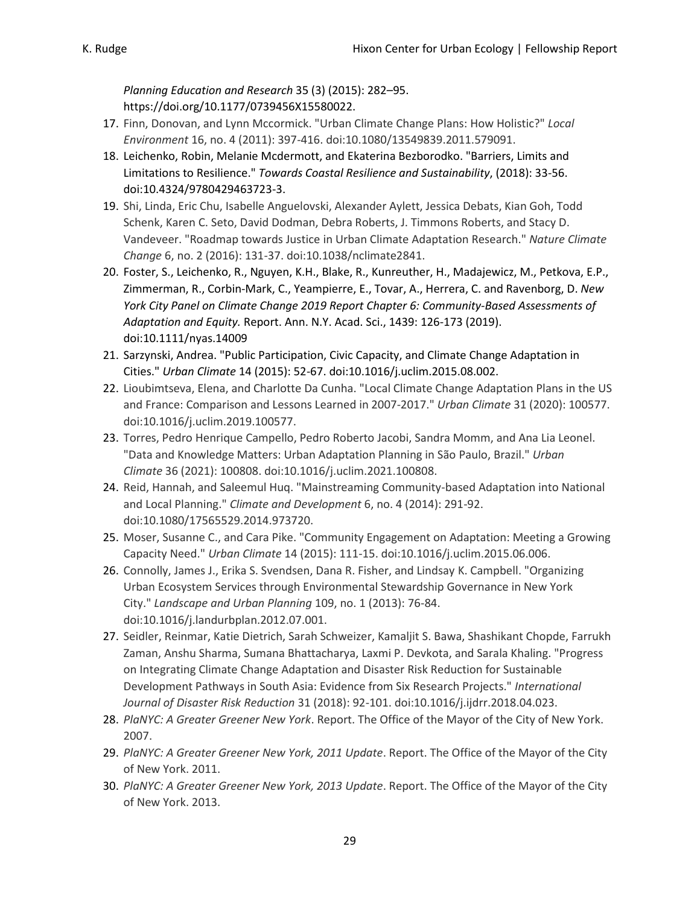*Planning Education and Research* 35 (3) (2015): 282–95. https://doi.org/10.1177/0739456X15580022.

17. Finn, Donovan, and Lynn Mccormick. "Urban Climate Change Plans: How Holistic?" *Local Environment* 16, no. 4 (2011): 397-416. doi:10.1080/13549839.2011.579091.
18. Leichenko, Robin, Melanie Mcdermott, and Ekaterina Bezborodko. "Barriers, Limits and Limitations to Resilience." *Towards Coastal Resilience and Sustainability*, (2018): 33-56. doi:10.4324/9780429463723-3.
19. Shi, Linda, Eric Chu, Isabelle Anguelovski, Alexander Aylett, Jessica Debats, Kian Goh, Todd Schenk, Karen C. Seto, David Dodman, Debra Roberts, J. Timmons Roberts, and Stacy D. Vandeveer. "Roadmap towards Justice in Urban Climate Adaptation Research." *Nature Climate Change* 6, no. 2 (2016): 131-37. doi:10.1038/nclimate2841.
20. Foster, S., Leichenko, R., Nguyen, K.H., Blake, R., Kunreuther, H., Madajewicz, M., Petkova, E.P., Zimmerman, R., Corbin-Mark, C., Yeampierre, E., Tovar, A., Herrera, C. and Ravenborg, D. *New York City Panel on Climate Change 2019 Report Chapter 6: Community-Based Assessments of Adaptation and Equity.* Report. Ann. N.Y. Acad. Sci., 1439: 126-173 (2019). doi:10.1111/nyas.14009
21. Sarzynski, Andrea. "Public Participation, Civic Capacity, and Climate Change Adaptation in Cities." *Urban Climate* 14 (2015): 52-67. doi:10.1016/j.uclim.2015.08.002.
22. Lioubimtseva, Elena, and Charlotte Da Cunha. "Local Climate Change Adaptation Plans in the US and France: Comparison and Lessons Learned in 2007-2017." *Urban Climate* 31 (2020): 100577. doi:10.1016/j.uclim.2019.100577.
23. Torres, Pedro Henrique Campello, Pedro Roberto Jacobi, Sandra Momm, and Ana Lia Leonel. "Data and Knowledge Matters: Urban Adaptation Planning in São Paulo, Brazil." *Urban Climate* 36 (2021): 100808. doi:10.1016/j.uclim.2021.100808.
24. Reid, Hannah, and Saleemul Huq. "Mainstreaming Community-based Adaptation into National and Local Planning." *Climate and Development* 6, no. 4 (2014): 291-92. doi:10.1080/17565529.2014.973720.
25. Moser, Susanne C., and Cara Pike. "Community Engagement on Adaptation: Meeting a Growing Capacity Need." *Urban Climate* 14 (2015): 111-15. doi:10.1016/j.uclim.2015.06.006.
26. Connolly, James J., Erika S. Svendsen, Dana R. Fisher, and Lindsay K. Campbell. "Organizing Urban Ecosystem Services through Environmental Stewardship Governance in New York City." *Landscape and Urban Planning* 109, no. 1 (2013): 76-84. doi:10.1016/j.landurbplan.2012.07.001.
27. Seidler, Reinmar, Katie Dietrich, Sarah Schweizer, Kamaljit S. Bawa, Shashikant Chopde, Farrukh Zaman, Anshu Sharma, Sumana Bhattacharya, Laxmi P. Devkota, and Sarala Khaling. "Progress on Integrating Climate Change Adaptation and Disaster Risk Reduction for Sustainable Development Pathways in South Asia: Evidence from Six Research Projects." *International Journal of Disaster Risk Reduction* 31 (2018): 92-101. doi:10.1016/j.ijdrr.2018.04.023.
28. *PlaNYC: A Greater Greener New York*. Report. The Office of the Mayor of the City of New York. 2007.
29. *PlaNYC: A Greater Greener New York, 2011 Update*. Report. The Office of the Mayor of the City of New York. 2011.
30. *PlaNYC: A Greater Greener New York, 2013 Update*. Report. The Office of the Mayor of the City of New York. 2013.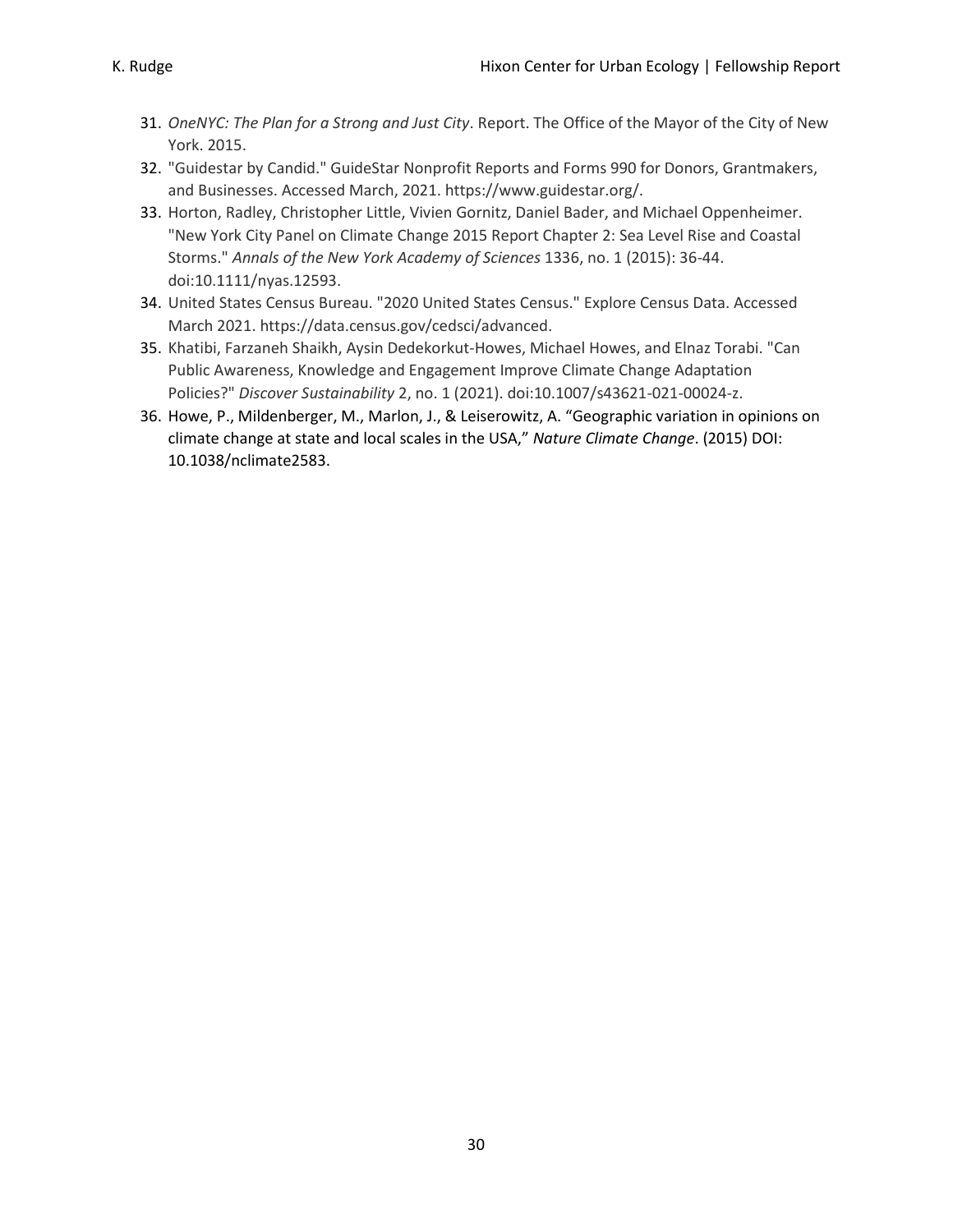31. *OneNYC: The Plan for a Strong and Just City*. Report. The Office of the Mayor of the City of New York. 2015.
32. "Guidestar by Candid." GuideStar Nonprofit Reports and Forms 990 for Donors, Grantmakers, and Businesses. Accessed March, 2021. https://www.guidestar.org/.
33. Horton, Radley, Christopher Little, Vivien Gornitz, Daniel Bader, and Michael Oppenheimer. "New York City Panel on Climate Change 2015 Report Chapter 2: Sea Level Rise and Coastal Storms." *Annals of the New York Academy of Sciences* 1336, no. 1 (2015): 36-44. doi:10.1111/nyas.12593.
34. United States Census Bureau. "2020 United States Census." Explore Census Data. Accessed March 2021. https://data.census.gov/cedsci/advanced.
35. Khatibi, Farzaneh Shaikh, Aysin Dedekorkut-Howes, Michael Howes, and Elnaz Torabi. "Can Public Awareness, Knowledge and Engagement Improve Climate Change Adaptation Policies?" *Discover Sustainability* 2, no. 1 (2021). doi:10.1007/s43621-021-00024-z.
36. Howe, P., Mildenberger, M., Marlon, J., & Leiserowitz, A. "Geographic variation in opinions on climate change at state and local scales in the USA," *Nature Climate Change*. (2015) DOI: 10.1038/nclimate2583.